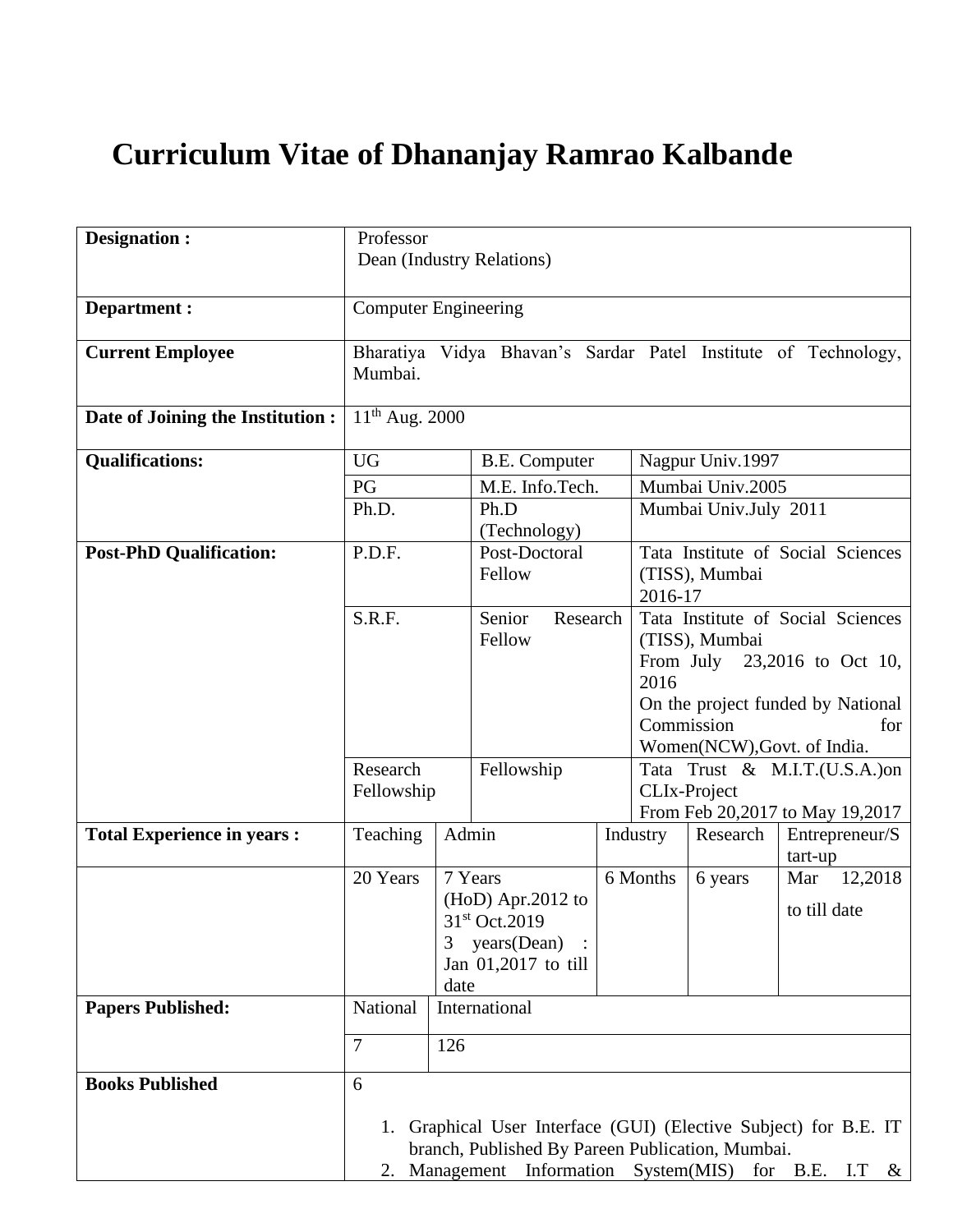# Curriculum Vitae of Dhananjay Ramrao Kalbande

| | | | | | |
|---|---|---|---|---|---|
| **Designation :** | Professor<br>Dean (Industry Relations) | | | | |
| **Department :** | Computer Engineering | | | | |
| **Current Employee** | Bharatiya Vidya Bhavan's Sardar Patel Institute of Technology, Mumbai. | | | | |
| **Date of Joining the Institution :** | 11th Aug. 2000 | | | | |
| **Qualifications:** | UG | B.E. Computer | Nagpur Univ.1997 | | |
| | PG | M.E. Info.Tech. | Mumbai Univ.2005 | | |
| | Ph.D. | Ph.D (Technology) | Mumbai Univ.July 2011 | | |
| **Post-PhD Qualification:** | P.D.F. | Post-Doctoral Fellow | Tata Institute of Social Sciences (TISS), Mumbai 2016-17 | | |
| | S.R.F. | Senior Research Fellow | Tata Institute of Social Sciences (TISS), Mumbai From July 23,2016 to Oct 10, 2016 On the project funded by National Commission for Women(NCW),Govt. of India. | | |
| | Research Fellowship | Fellowship | Tata Trust & M.I.T.(U.S.A.)on CLIx-Project From Feb 20,2017 to May 19,2017 | | |
| **Total Experience in years :** | Teaching | Admin | Industry | Research | Entrepreneur/Start-up |
| | 20 Years | 7 Years (HoD) Apr.2012 to 31st Oct.2019<br>3 years(Dean) : Jan 01,2017 to till date | 6 Months | 6 years | Mar 12,2018 to till date |
| **Papers Published:** | National | International | | | |
| | 7 | 126 | | | |
| **Books Published** | 6<br><br>1. Graphical User Interface (GUI) (Elective Subject) for B.E. IT branch, Published By Pareen Publication, Mumbai.<br>2. Management Information System(MIS) for B.E. I.T & | | | | |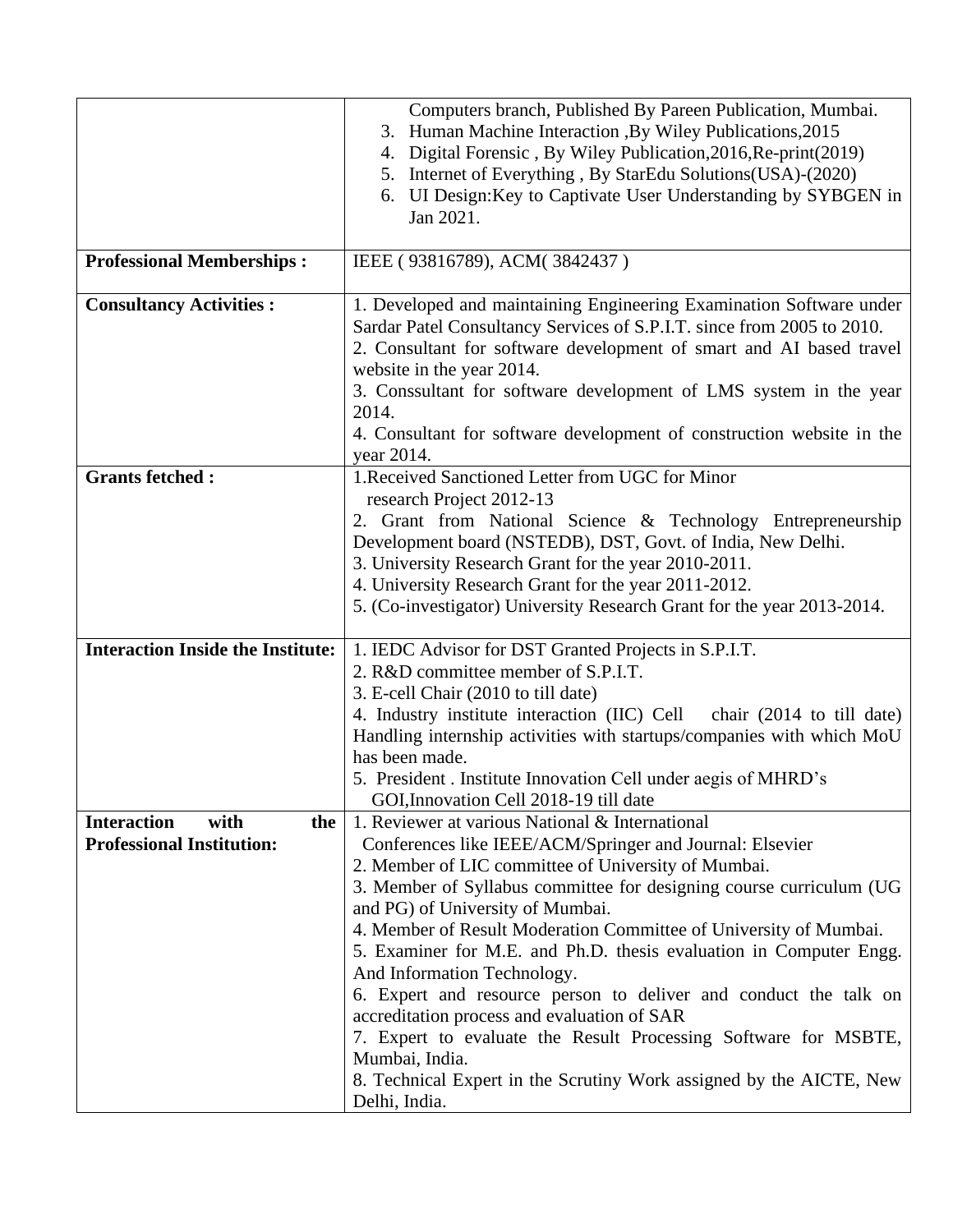| | |
|---|---|
| | Computers branch, Published By Pareen Publication, Mumbai.<br>3. Human Machine Interaction ,By Wiley Publications,2015<br>4. Digital Forensic , By Wiley Publication,2016,Re-print(2019)<br>5. Internet of Everything , By StarEdu Solutions(USA)-(2020)<br>6. UI Design:Key to Captivate User Understanding by SYBGEN in Jan 2021. |
| **Professional Memberships :** | IEEE ( 93816789), ACM( 3842437 ) |
| **Consultancy Activities :** | 1. Developed and maintaining Engineering Examination Software under Sardar Patel Consultancy Services of S.P.I.T. since from 2005 to 2010.<br>2. Consultant for software development of smart and AI based travel website in the year 2014.<br>3. Conssultant for software development of LMS system in the year 2014.<br>4. Consultant for software development of construction website in the year 2014. |
| **Grants fetched :** | 1.Received Sanctioned Letter from UGC for Minor research Project 2012-13<br>2. Grant from National Science & Technology Entrepreneurship Development board (NSTEDB), DST, Govt. of India, New Delhi.<br>3. University Research Grant for the year 2010-2011.<br>4. University Research Grant for the year 2011-2012.<br>5. (Co-investigator) University Research Grant for the year 2013-2014. |
| **Interaction Inside the Institute:** | 1. IEDC Advisor for DST Granted Projects in S.P.I.T.<br>2. R&D committee member of S.P.I.T.<br>3. E-cell Chair (2010 to till date)<br>4. Industry institute interaction (IIC) Cell chair (2014 to till date) Handling internship activities with startups/companies with which MoU has been made.<br>5. President . Institute Innovation Cell under aegis of MHRD's GOI,Innovation Cell 2018-19 till date |
| **Interaction with the Professional Institution:** | 1. Reviewer at various National & International Conferences like IEEE/ACM/Springer and Journal: Elsevier<br>2. Member of LIC committee of University of Mumbai.<br>3. Member of Syllabus committee for designing course curriculum (UG and PG) of University of Mumbai.<br>4. Member of Result Moderation Committee of University of Mumbai.<br>5. Examiner for M.E. and Ph.D. thesis evaluation in Computer Engg. And Information Technology.<br>6. Expert and resource person to deliver and conduct the talk on accreditation process and evaluation of SAR<br>7. Expert to evaluate the Result Processing Software for MSBTE, Mumbai, India.<br>8. Technical Expert in the Scrutiny Work assigned by the AICTE, New Delhi, India. |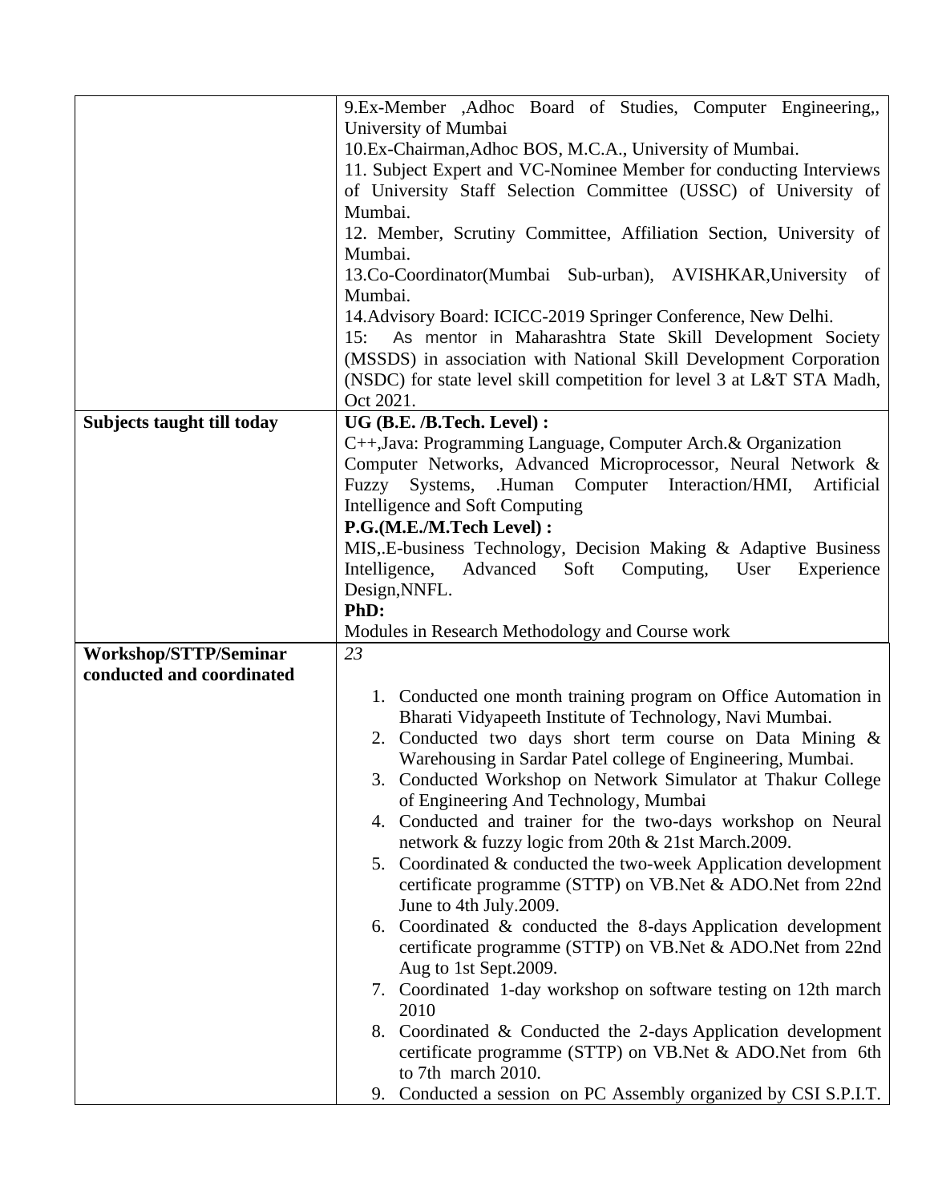| | |
|---|---|
| | 9.Ex-Member ,Adhoc Board of Studies, Computer Engineering,, University of Mumbai<br>10.Ex-Chairman,Adhoc BOS, M.C.A., University of Mumbai.<br>11. Subject Expert and VC-Nominee Member for conducting Interviews of University Staff Selection Committee (USSC) of University of Mumbai.<br>12. Member, Scrutiny Committee, Affiliation Section, University of Mumbai.<br>13.Co-Coordinator(Mumbai Sub-urban), AVISHKAR,University of Mumbai.<br>14.Advisory Board: ICICC-2019 Springer Conference, New Delhi.<br>15: As mentor in Maharashtra State Skill Development Society (MSSDS) in association with National Skill Development Corporation (NSDC) for state level skill competition for level 3 at L&T STA Madh, Oct 2021. |
| **Subjects taught till today** | **UG (B.E. /B.Tech. Level) :**<br>C++,Java: Programming Language, Computer Arch.& Organization Computer Networks, Advanced Microprocessor, Neural Network & Fuzzy Systems, .Human Computer Interaction/HMI, Artificial Intelligence and Soft Computing<br>**P.G.(M.E./M.Tech Level) :**<br>MIS,.E-business Technology, Decision Making & Adaptive Business Intelligence, Advanced Soft Computing, User Experience Design,NNFL.<br>**PhD:**<br>Modules in Research Methodology and Course work |
| **Workshop/STTP/Seminar conducted and coordinated** | *23*<br><br>1. Conducted one month training program on Office Automation in Bharati Vidyapeeth Institute of Technology, Navi Mumbai.<br>2. Conducted two days short term course on Data Mining & Warehousing in Sardar Patel college of Engineering, Mumbai.<br>3. Conducted Workshop on Network Simulator at Thakur College of Engineering And Technology, Mumbai<br>4. Conducted and trainer for the two-days workshop on Neural network & fuzzy logic from 20th & 21st March.2009.<br>5. Coordinated & conducted the two-week Application development certificate programme (STTP) on VB.Net & ADO.Net from 22nd June to 4th July.2009.<br>6. Coordinated & conducted the 8-days Application development certificate programme (STTP) on VB.Net & ADO.Net from 22nd Aug to 1st Sept.2009.<br>7. Coordinated 1-day workshop on software testing on 12th march 2010<br>8. Coordinated & Conducted the 2-days Application development certificate programme (STTP) on VB.Net & ADO.Net from 6th to 7th march 2010.<br>9. Conducted a session on PC Assembly organized by CSI S.P.I.T. |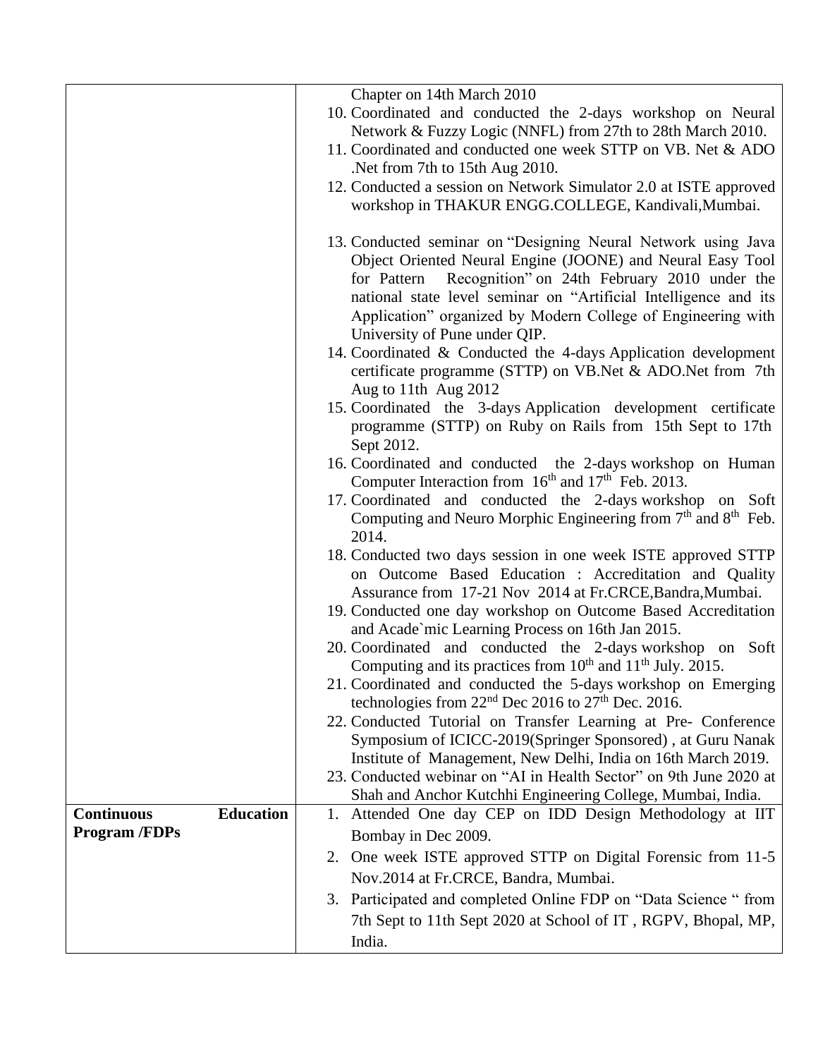| | |
|---|---|
| | Chapter on 14th March 2010<br>10. Coordinated and conducted the 2-days workshop on Neural Network & Fuzzy Logic (NNFL) from 27th to 28th March 2010.<br>11. Coordinated and conducted one week STTP on VB. Net & ADO .Net from 7th to 15th Aug 2010.<br>12. Conducted a session on Network Simulator 2.0 at ISTE approved workshop in THAKUR ENGG.COLLEGE, Kandivali,Mumbai.<br>13. Conducted seminar on "Designing Neural Network using Java Object Oriented Neural Engine (JOONE) and Neural Easy Tool for Pattern Recognition" on 24th February 2010 under the national state level seminar on "Artificial Intelligence and its Application" organized by Modern College of Engineering with University of Pune under QIP.<br>14. Coordinated & Conducted the 4-days Application development certificate programme (STTP) on VB.Net & ADO.Net from 7th Aug to 11th Aug 2012<br>15. Coordinated the 3-days Application development certificate programme (STTP) on Ruby on Rails from 15th Sept to 17th Sept 2012.<br>16. Coordinated and conducted the 2-days workshop on Human Computer Interaction from 16th and 17th Feb. 2013.<br>17. Coordinated and conducted the 2-days workshop on Soft Computing and Neuro Morphic Engineering from 7th and 8th Feb. 2014.<br>18. Conducted two days session in one week ISTE approved STTP on Outcome Based Education : Accreditation and Quality Assurance from 17-21 Nov 2014 at Fr.CRCE,Bandra,Mumbai.<br>19. Conducted one day workshop on Outcome Based Accreditation and Acade`mic Learning Process on 16th Jan 2015.<br>20. Coordinated and conducted the 2-days workshop on Soft Computing and its practices from 10th and 11th July. 2015.<br>21. Coordinated and conducted the 5-days workshop on Emerging technologies from 22nd Dec 2016 to 27th Dec. 2016.<br>22. Conducted Tutorial on Transfer Learning at Pre- Conference Symposium of ICICC-2019(Springer Sponsored) , at Guru Nanak Institute of Management, New Delhi, India on 16th March 2019.<br>23. Conducted webinar on "AI in Health Sector" on 9th June 2020 at Shah and Anchor Kutchhi Engineering College, Mumbai, India. |
| **Continuous Education Program /FDPs** | 1. Attended One day CEP on IDD Design Methodology at IIT Bombay in Dec 2009.<br>2. One week ISTE approved STTP on Digital Forensic from 11-5 Nov.2014 at Fr.CRCE, Bandra, Mumbai.<br>3. Participated and completed Online FDP on "Data Science " from 7th Sept to 11th Sept 2020 at School of IT , RGPV, Bhopal, MP, India. |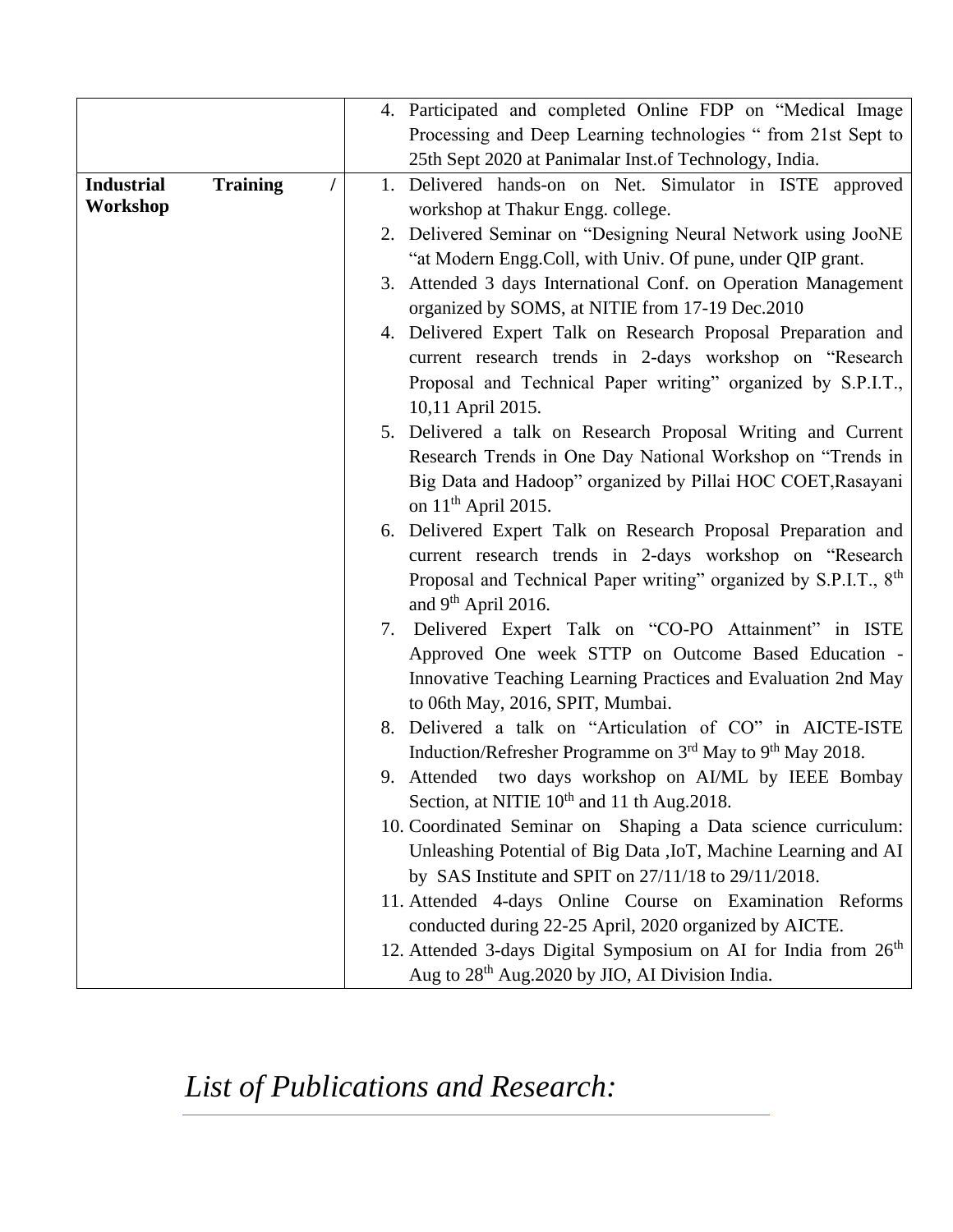| | |
|---|---|
| | 4. Participated and completed Online FDP on "Medical Image Processing and Deep Learning technologies " from 21st Sept to 25th Sept 2020 at Panimalar Inst.of Technology, India. |
| **Industrial Training / Workshop** | 1. Delivered hands-on on Net. Simulator in ISTE approved workshop at Thakur Engg. college.<br>2. Delivered Seminar on "Designing Neural Network using JooNE "at Modern Engg.Coll, with Univ. Of pune, under QIP grant.<br>3. Attended 3 days International Conf. on Operation Management organized by SOMS, at NITIE from 17-19 Dec.2010<br>4. Delivered Expert Talk on Research Proposal Preparation and current research trends in 2-days workshop on "Research Proposal and Technical Paper writing" organized by S.P.I.T., 10,11 April 2015.<br>5. Delivered a talk on Research Proposal Writing and Current Research Trends in One Day National Workshop on "Trends in Big Data and Hadoop" organized by Pillai HOC COET,Rasayani on 11th April 2015.<br>6. Delivered Expert Talk on Research Proposal Preparation and current research trends in 2-days workshop on "Research Proposal and Technical Paper writing" organized by S.P.I.T., 8th and 9th April 2016.<br>7. Delivered Expert Talk on "CO-PO Attainment" in ISTE Approved One week STTP on Outcome Based Education - Innovative Teaching Learning Practices and Evaluation 2nd May to 06th May, 2016, SPIT, Mumbai.<br>8. Delivered a talk on "Articulation of CO" in AICTE-ISTE Induction/Refresher Programme on 3rd May to 9th May 2018.<br>9. Attended two days workshop on AI/ML by IEEE Bombay Section, at NITIE 10th and 11 th Aug.2018.<br>10. Coordinated Seminar on Shaping a Data science curriculum: Unleashing Potential of Big Data ,IoT, Machine Learning and AI by SAS Institute and SPIT on 27/11/18 to 29/11/2018.<br>11. Attended 4-days Online Course on Examination Reforms conducted during 22-25 April, 2020 organized by AICTE.<br>12. Attended 3-days Digital Symposium on AI for India from 26th Aug to 28th Aug.2020 by JIO, AI Division India. |

## *List of Publications and Research:*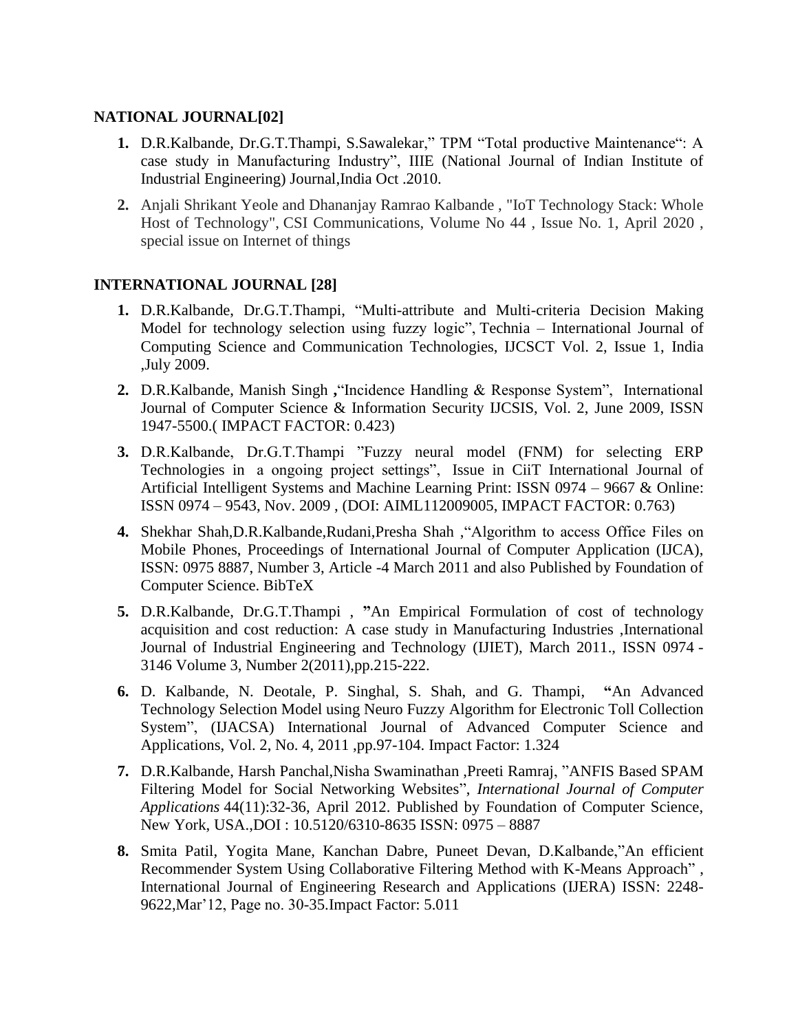## NATIONAL JOURNAL[02]

1. D.R.Kalbande, Dr.G.T.Thampi, S.Sawalekar," TPM "Total productive Maintenance": A case study in Manufacturing Industry", IIIE (National Journal of Indian Institute of Industrial Engineering) Journal,India Oct .2010.
2. Anjali Shrikant Yeole and Dhananjay Ramrao Kalbande , "IoT Technology Stack: Whole Host of Technology", CSI Communications, Volume No 44 , Issue No. 1, April 2020 , special issue on Internet of things

## INTERNATIONAL JOURNAL [28]

1. D.R.Kalbande, Dr.G.T.Thampi, "Multi-attribute and Multi-criteria Decision Making Model for technology selection using fuzzy logic", Technia – International Journal of Computing Science and Communication Technologies, IJCSCT Vol. 2, Issue 1, India ,July 2009.
2. D.R.Kalbande, Manish Singh **,**"Incidence Handling & Response System", International Journal of Computer Science & Information Security IJCSIS, Vol. 2, June 2009, ISSN 1947-5500.( IMPACT FACTOR: 0.423)
3. D.R.Kalbande, Dr.G.T.Thampi "Fuzzy neural model (FNM) for selecting ERP Technologies in a ongoing project settings", Issue in CiiT International Journal of Artificial Intelligent Systems and Machine Learning Print: ISSN 0974 – 9667 & Online: ISSN 0974 – 9543, Nov. 2009 , (DOI: AIML112009005, IMPACT FACTOR: 0.763)
4. Shekhar Shah,D.R.Kalbande,Rudani,Presha Shah ,"Algorithm to access Office Files on Mobile Phones, Proceedings of International Journal of Computer Application (IJCA), ISSN: 0975 8887, Number 3, Article -4 March 2011 and also Published by Foundation of Computer Science. BibTeX
5. D.R.Kalbande, Dr.G.T.Thampi , **"**An Empirical Formulation of cost of technology acquisition and cost reduction: A case study in Manufacturing Industries ,International Journal of Industrial Engineering and Technology (IJIET), March 2011., ISSN 0974 -3146 Volume 3, Number 2(2011),pp.215-222.
6. D. Kalbande, N. Deotale, P. Singhal, S. Shah, and G. Thampi, **"**An Advanced Technology Selection Model using Neuro Fuzzy Algorithm for Electronic Toll Collection System", (IJACSA) International Journal of Advanced Computer Science and Applications, Vol. 2, No. 4, 2011 ,pp.97-104. Impact Factor: 1.324
7. D.R.Kalbande, Harsh Panchal,Nisha Swaminathan ,Preeti Ramraj, "ANFIS Based SPAM Filtering Model for Social Networking Websites", *International Journal of Computer Applications* 44(11):32-36, April 2012. Published by Foundation of Computer Science, New York, USA.,DOI : 10.5120/6310-8635 ISSN: 0975 – 8887
8. Smita Patil, Yogita Mane, Kanchan Dabre, Puneet Devan, D.Kalbande,"An efficient Recommender System Using Collaborative Filtering Method with K-Means Approach" , International Journal of Engineering Research and Applications (IJERA) ISSN: 2248-9622,Mar'12, Page no. 30-35.Impact Factor: 5.011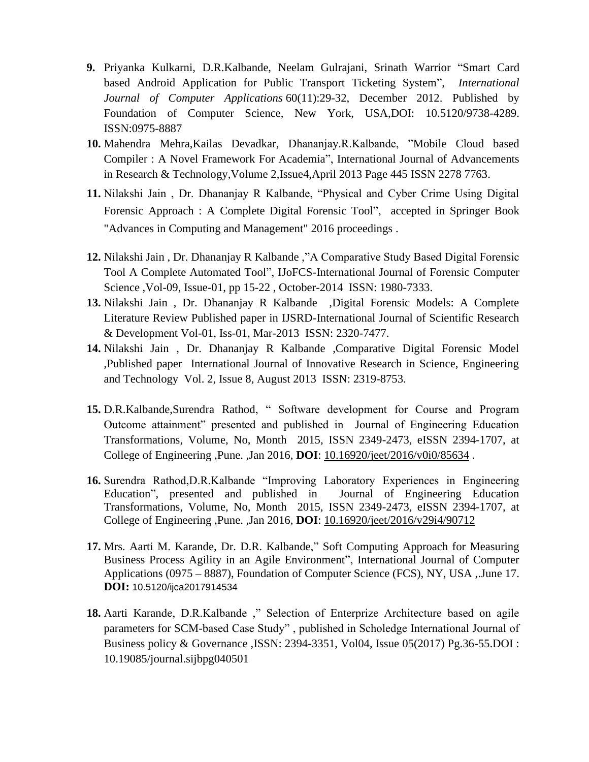9. Priyanka Kulkarni, D.R.Kalbande, Neelam Gulrajani, Srinath Warrior "Smart Card based Android Application for Public Transport Ticketing System", *International Journal of Computer Applications* 60(11):29-32, December 2012. Published by Foundation of Computer Science, New York, USA,DOI: 10.5120/9738-4289. ISSN:0975-8887
10. Mahendra Mehra,Kailas Devadkar, Dhananjay.R.Kalbande, "Mobile Cloud based Compiler : A Novel Framework For Academia", International Journal of Advancements in Research & Technology,Volume 2,Issue4,April 2013 Page 445 ISSN 2278 7763.
11. Nilakshi Jain , Dr. Dhananjay R Kalbande, "Physical and Cyber Crime Using Digital Forensic Approach : A Complete Digital Forensic Tool", accepted in Springer Book "Advances in Computing and Management" 2016 proceedings .
12. Nilakshi Jain , Dr. Dhananjay R Kalbande ,"A Comparative Study Based Digital Forensic Tool A Complete Automated Tool", IJoFCS-International Journal of Forensic Computer Science ,Vol-09, Issue-01, pp 15-22 , October-2014 ISSN: 1980-7333.
13. Nilakshi Jain , Dr. Dhananjay R Kalbande ,Digital Forensic Models: A Complete Literature Review Published paper in IJSRD-International Journal of Scientific Research & Development Vol-01, Iss-01, Mar-2013 ISSN: 2320-7477.
14. Nilakshi Jain , Dr. Dhananjay R Kalbande ,Comparative Digital Forensic Model ,Published paper International Journal of Innovative Research in Science, Engineering and Technology Vol. 2, Issue 8, August 2013 ISSN: 2319-8753.
15. D.R.Kalbande,Surendra Rathod, " Software development for Course and Program Outcome attainment" presented and published in Journal of Engineering Education Transformations, Volume, No, Month 2015, ISSN 2349-2473, eISSN 2394-1707, at College of Engineering ,Pune. ,Jan 2016, **DOI**: 10.16920/jeet/2016/v0i0/85634 .
16. Surendra Rathod,D.R.Kalbande "Improving Laboratory Experiences in Engineering Education", presented and published in Journal of Engineering Education Transformations, Volume, No, Month 2015, ISSN 2349-2473, eISSN 2394-1707, at College of Engineering ,Pune. ,Jan 2016, **DOI**: 10.16920/jeet/2016/v29i4/90712
17. Mrs. Aarti M. Karande, Dr. D.R. Kalbande," Soft Computing Approach for Measuring Business Process Agility in an Agile Environment", International Journal of Computer Applications (0975 – 8887), Foundation of Computer Science (FCS), NY, USA ,.June 17. **DOI:** 10.5120/ijca2017914534
18. Aarti Karande, D.R.Kalbande ," Selection of Enterprize Architecture based on agile parameters for SCM-based Case Study" , published in Scholedge International Journal of Business policy & Governance ,ISSN: 2394-3351, Vol04, Issue 05(2017) Pg.36-55.DOI : 10.19085/journal.sijbpg040501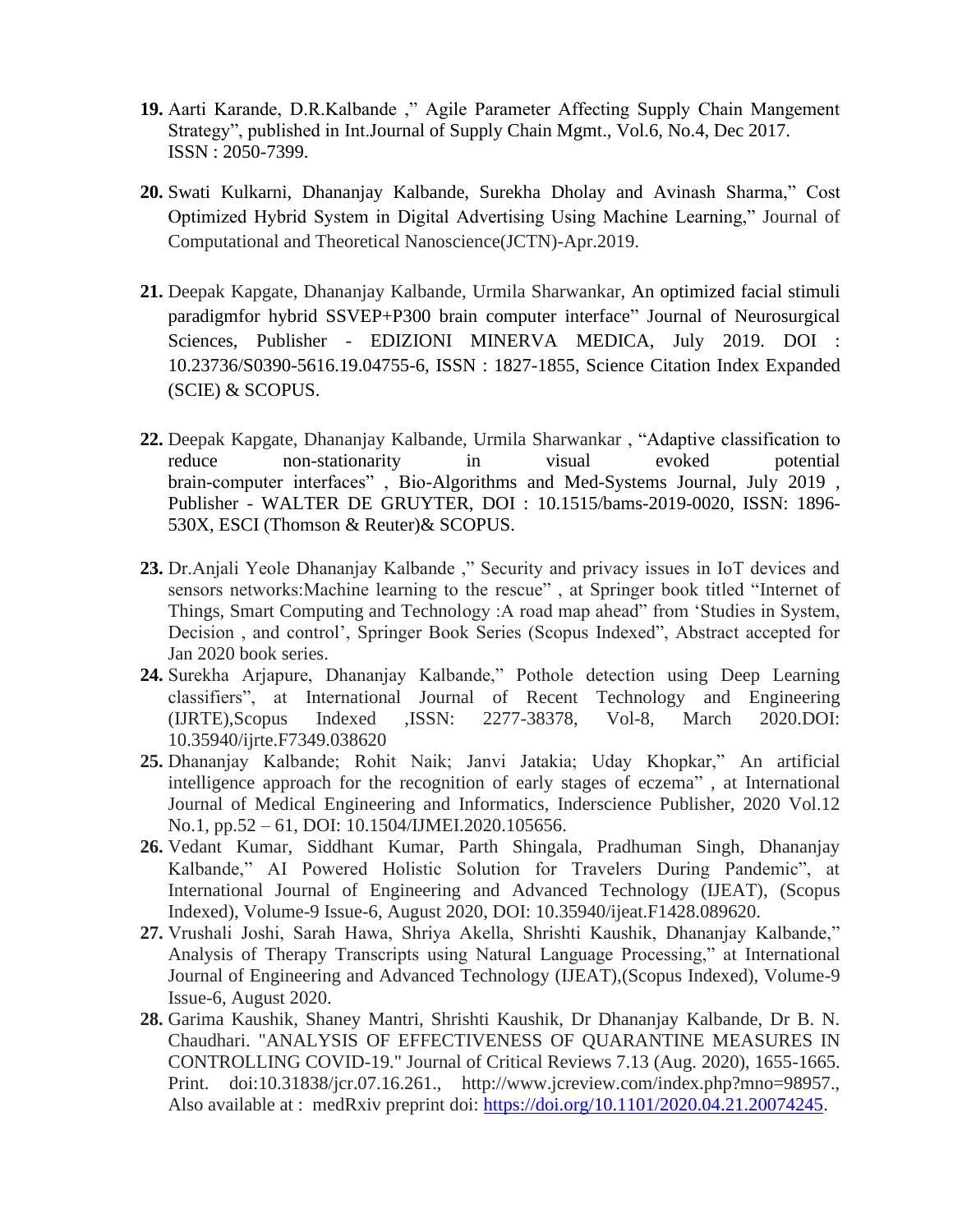19. Aarti Karande, D.R.Kalbande ," Agile Parameter Affecting Supply Chain Mangement Strategy", published in Int.Journal of Supply Chain Mgmt., Vol.6, No.4, Dec 2017. ISSN : 2050-7399.

20. Swati Kulkarni, Dhananjay Kalbande, Surekha Dholay and Avinash Sharma," Cost Optimized Hybrid System in Digital Advertising Using Machine Learning," Journal of Computational and Theoretical Nanoscience(JCTN)-Apr.2019.

21. Deepak Kapgate, Dhananjay Kalbande, Urmila Sharwankar, An optimized facial stimuli paradigmfor hybrid SSVEP+P300 brain computer interface" Journal of Neurosurgical Sciences, Publisher - EDIZIONI MINERVA MEDICA, July 2019. DOI : 10.23736/S0390-5616.19.04755-6, ISSN : 1827-1855, Science Citation Index Expanded (SCIE) & SCOPUS.

22. Deepak Kapgate, Dhananjay Kalbande, Urmila Sharwankar , "Adaptive classification to reduce non-stationarity in visual evoked potential brain-computer interfaces" , Bio-Algorithms and Med-Systems Journal, July 2019 , Publisher - WALTER DE GRUYTER, DOI : 10.1515/bams-2019-0020, ISSN: 1896-530X, ESCI (Thomson & Reuter)& SCOPUS.

23. Dr.Anjali Yeole Dhananjay Kalbande ," Security and privacy issues in IoT devices and sensors networks:Machine learning to the rescue" , at Springer book titled "Internet of Things, Smart Computing and Technology :A road map ahead" from 'Studies in System, Decision , and control', Springer Book Series (Scopus Indexed", Abstract accepted for Jan 2020 book series.

24. Surekha Arjapure, Dhananjay Kalbande," Pothole detection using Deep Learning classifiers", at International Journal of Recent Technology and Engineering (IJRTE),Scopus Indexed ,ISSN: 2277-38378, Vol-8, March 2020.DOI: 10.35940/ijrte.F7349.038620

25. Dhananjay Kalbande; Rohit Naik; Janvi Jatakia; Uday Khopkar," An artificial intelligence approach for the recognition of early stages of eczema" , at International Journal of Medical Engineering and Informatics, Inderscience Publisher, 2020 Vol.12 No.1, pp.52 – 61, DOI: 10.1504/IJMEI.2020.105656.

26. Vedant Kumar, Siddhant Kumar, Parth Shingala, Pradhuman Singh, Dhananjay Kalbande," AI Powered Holistic Solution for Travelers During Pandemic", at International Journal of Engineering and Advanced Technology (IJEAT), (Scopus Indexed), Volume-9 Issue-6, August 2020, DOI: 10.35940/ijeat.F1428.089620.

27. Vrushali Joshi, Sarah Hawa, Shriya Akella, Shrishti Kaushik, Dhananjay Kalbande," Analysis of Therapy Transcripts using Natural Language Processing," at International Journal of Engineering and Advanced Technology (IJEAT),(Scopus Indexed), Volume-9 Issue-6, August 2020.

28. Garima Kaushik, Shaney Mantri, Shrishti Kaushik, Dr Dhananjay Kalbande, Dr B. N. Chaudhari. "ANALYSIS OF EFFECTIVENESS OF QUARANTINE MEASURES IN CONTROLLING COVID-19." Journal of Critical Reviews 7.13 (Aug. 2020), 1655-1665. Print. doi:10.31838/jcr.07.16.261., http://www.jcreview.com/index.php?mno=98957., Also available at : medRxiv preprint doi: [https://doi.org/10.1101/2020.04.21.20074245](https://doi.org/10.1101/2020.04.21.20074245).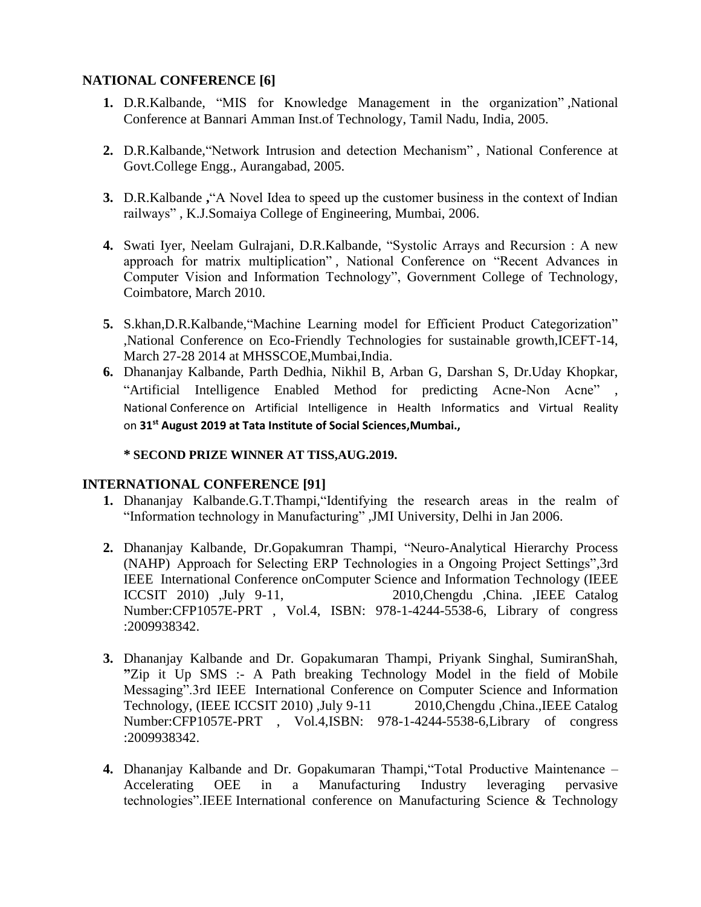### NATIONAL CONFERENCE [6]

1. D.R.Kalbande, "MIS for Knowledge Management in the organization" ,National Conference at Bannari Amman Inst.of Technology, Tamil Nadu, India, 2005.

2. D.R.Kalbande,"Network Intrusion and detection Mechanism" , National Conference at Govt.College Engg., Aurangabad, 2005.

3. D.R.Kalbande **,**"A Novel Idea to speed up the customer business in the context of Indian railways" , K.J.Somaiya College of Engineering, Mumbai, 2006.

4. Swati Iyer, Neelam Gulrajani, D.R.Kalbande, "Systolic Arrays and Recursion : A new approach for matrix multiplication" , National Conference on "Recent Advances in Computer Vision and Information Technology", Government College of Technology, Coimbatore, March 2010.

5. S.khan,D.R.Kalbande,"Machine Learning model for Efficient Product Categorization" ,National Conference on Eco-Friendly Technologies for sustainable growth,ICEFT-14, March 27-28 2014 at MHSSCOE,Mumbai,India.
6. Dhananjay Kalbande, Parth Dedhia, Nikhil B, Arban G, Darshan S, Dr.Uday Khopkar, "Artificial Intelligence Enabled Method for predicting Acne-Non Acne" , National Conference on Artificial Intelligence in Health Informatics and Virtual Reality on **31st August 2019 at Tata Institute of Social Sciences,Mumbai.,**

   **\* SECOND PRIZE WINNER AT TISS,AUG.2019.**

### INTERNATIONAL CONFERENCE [91]

1. Dhananjay Kalbande.G.T.Thampi,"Identifying the research areas in the realm of "Information technology in Manufacturing" ,JMI University, Delhi in Jan 2006.

2. Dhananjay Kalbande, Dr.Gopakumran Thampi, "Neuro-Analytical Hierarchy Process (NAHP) Approach for Selecting ERP Technologies in a Ongoing Project Settings",3rd IEEE International Conference onComputer Science and Information Technology (IEEE ICCSIT 2010) ,July 9-11, 2010,Chengdu ,China. ,IEEE Catalog Number:CFP1057E-PRT , Vol.4, ISBN: 978-1-4244-5538-6, Library of congress :2009938342.

3. Dhananjay Kalbande and Dr. Gopakumaran Thampi, Priyank Singhal, SumiranShah, **"**Zip it Up SMS :- A Path breaking Technology Model in the field of Mobile Messaging".3rd IEEE International Conference on Computer Science and Information Technology, (IEEE ICCSIT 2010) ,July 9-11 2010,Chengdu ,China.,IEEE Catalog Number:CFP1057E-PRT , Vol.4,ISBN: 978-1-4244-5538-6,Library of congress :2009938342.

4. Dhananjay Kalbande and Dr. Gopakumaran Thampi,"Total Productive Maintenance – Accelerating OEE in a Manufacturing Industry leveraging pervasive technologies".IEEE International conference on Manufacturing Science & Technology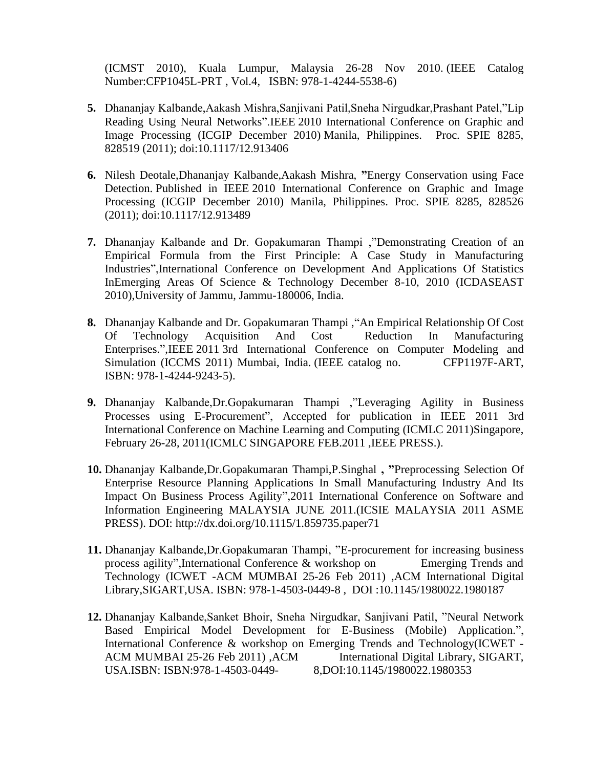(ICMST 2010), Kuala Lumpur, Malaysia 26-28 Nov 2010. (IEEE Catalog Number:CFP1045L-PRT , Vol.4, ISBN: 978-1-4244-5538-6)

5. Dhananjay Kalbande,Aakash Mishra,Sanjivani Patil,Sneha Nirgudkar,Prashant Patel,"Lip Reading Using Neural Networks".IEEE 2010 International Conference on Graphic and Image Processing (ICGIP December 2010) Manila, Philippines. Proc. SPIE 8285, 828519 (2011); doi:10.1117/12.913406

6. Nilesh Deotale,Dhananjay Kalbande,Aakash Mishra, **"**Energy Conservation using Face Detection. Published in IEEE 2010 International Conference on Graphic and Image Processing (ICGIP December 2010) Manila, Philippines. Proc. SPIE 8285, 828526 (2011); doi:10.1117/12.913489

7. Dhananjay Kalbande and Dr. Gopakumaran Thampi ,"Demonstrating Creation of an Empirical Formula from the First Principle: A Case Study in Manufacturing Industries",International Conference on Development And Applications Of Statistics InEmerging Areas Of Science & Technology December 8-10, 2010 (ICDASEAST 2010),University of Jammu, Jammu-180006, India.

8. Dhananjay Kalbande and Dr. Gopakumaran Thampi ,"An Empirical Relationship Of Cost Of Technology Acquisition And Cost Reduction In Manufacturing Enterprises.",IEEE 2011 3rd International Conference on Computer Modeling and Simulation (ICCMS 2011) Mumbai, India. (IEEE catalog no. CFP1197F-ART, ISBN: 978-1-4244-9243-5).

9. Dhananjay Kalbande,Dr.Gopakumaran Thampi ,"Leveraging Agility in Business Processes using E-Procurement", Accepted for publication in IEEE 2011 3rd International Conference on Machine Learning and Computing (ICMLC 2011)Singapore, February 26-28, 2011(ICMLC SINGAPORE FEB.2011 ,IEEE PRESS.).

10. Dhananjay Kalbande,Dr.Gopakumaran Thampi,P.Singhal **, "**Preprocessing Selection Of Enterprise Resource Planning Applications In Small Manufacturing Industry And Its Impact On Business Process Agility",2011 International Conference on Software and Information Engineering MALAYSIA JUNE 2011.(ICSIE MALAYSIA 2011 ASME PRESS). DOI: http://dx.doi.org/10.1115/1.859735.paper71

11. Dhananjay Kalbande,Dr.Gopakumaran Thampi, "E-procurement for increasing business process agility",International Conference & workshop on Emerging Trends and Technology (ICWET -ACM MUMBAI 25-26 Feb 2011) ,ACM International Digital Library,SIGART,USA. ISBN: 978-1-4503-0449-8 , DOI :10.1145/1980022.1980187

12. Dhananjay Kalbande,Sanket Bhoir, Sneha Nirgudkar, Sanjivani Patil, "Neural Network Based Empirical Model Development for E-Business (Mobile) Application.", International Conference & workshop on Emerging Trends and Technology(ICWET -ACM MUMBAI 25-26 Feb 2011) ,ACM International Digital Library, SIGART, USA.ISBN: ISBN:978-1-4503-0449- 8,DOI:10.1145/1980022.1980353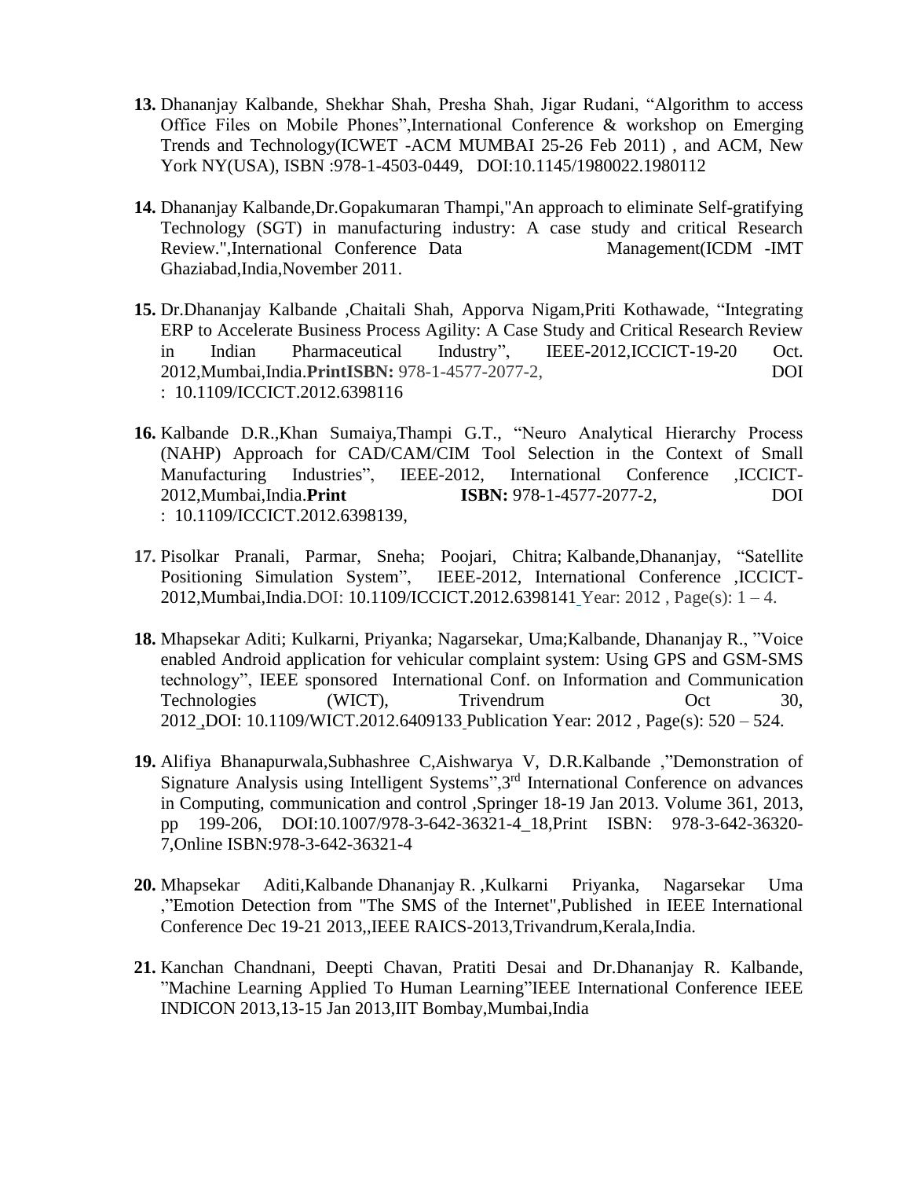13. Dhananjay Kalbande, Shekhar Shah, Presha Shah, Jigar Rudani, "Algorithm to access Office Files on Mobile Phones",International Conference & workshop on Emerging Trends and Technology(ICWET -ACM MUMBAI 25-26 Feb 2011) , and ACM, New York NY(USA), ISBN :978-1-4503-0449, DOI:10.1145/1980022.1980112

14. Dhananjay Kalbande,Dr.Gopakumaran Thampi,"An approach to eliminate Self-gratifying Technology (SGT) in manufacturing industry: A case study and critical Research Review.",International Conference Data Management(ICDM -IMT Ghaziabad,India,November 2011.

15. Dr.Dhananjay Kalbande ,Chaitali Shah, Apporva Nigam,Priti Kothawade, "Integrating ERP to Accelerate Business Process Agility: A Case Study and Critical Research Review in Indian Pharmaceutical Industry", IEEE-2012,ICCICT-19-20 Oct. 2012,Mumbai,India.**PrintISBN:** 978-1-4577-2077-2, DOI : 10.1109/ICCICT.2012.6398116

16. Kalbande D.R.,Khan Sumaiya,Thampi G.T., "Neuro Analytical Hierarchy Process (NAHP) Approach for CAD/CAM/CIM Tool Selection in the Context of Small Manufacturing Industries", IEEE-2012, International Conference ,ICCICT-2012,Mumbai,India.**Print ISBN:** 978-1-4577-2077-2, DOI : 10.1109/ICCICT.2012.6398139,

17. Pisolkar Pranali, Parmar, Sneha; Poojari, Chitra; Kalbande,Dhananjay, "Satellite Positioning Simulation System", IEEE-2012, International Conference ,ICCICT-2012,Mumbai,India.DOI: 10.1109/ICCICT.2012.6398141 Year: 2012 , Page(s): 1 – 4.

18. Mhapsekar Aditi; Kulkarni, Priyanka; Nagarsekar, Uma;Kalbande, Dhananjay R., "Voice enabled Android application for vehicular complaint system: Using GPS and GSM-SMS technology", IEEE sponsored International Conf. on Information and Communication Technologies (WICT), Trivendrum Oct 30, 2012 ,DOI: 10.1109/WICT.2012.6409133 Publication Year: 2012 , Page(s): 520 – 524.

19. Alifiya Bhanapurwala,Subhashree C,Aishwarya V, D.R.Kalbande ,"Demonstration of Signature Analysis using Intelligent Systems",3rd International Conference on advances in Computing, communication and control ,Springer 18-19 Jan 2013. Volume 361, 2013, pp 199-206, DOI:10.1007/978-3-642-36321-4_18,Print ISBN: 978-3-642-36320-7,Online ISBN:978-3-642-36321-4

20. Mhapsekar Aditi,Kalbande Dhananjay R. ,Kulkarni Priyanka, Nagarsekar Uma ,"Emotion Detection from "The SMS of the Internet",Published in IEEE International Conference Dec 19-21 2013,,IEEE RAICS-2013,Trivandrum,Kerala,India.

21. Kanchan Chandnani, Deepti Chavan, Pratiti Desai and Dr.Dhananjay R. Kalbande, "Machine Learning Applied To Human Learning"IEEE International Conference IEEE INDICON 2013,13-15 Jan 2013,IIT Bombay,Mumbai,India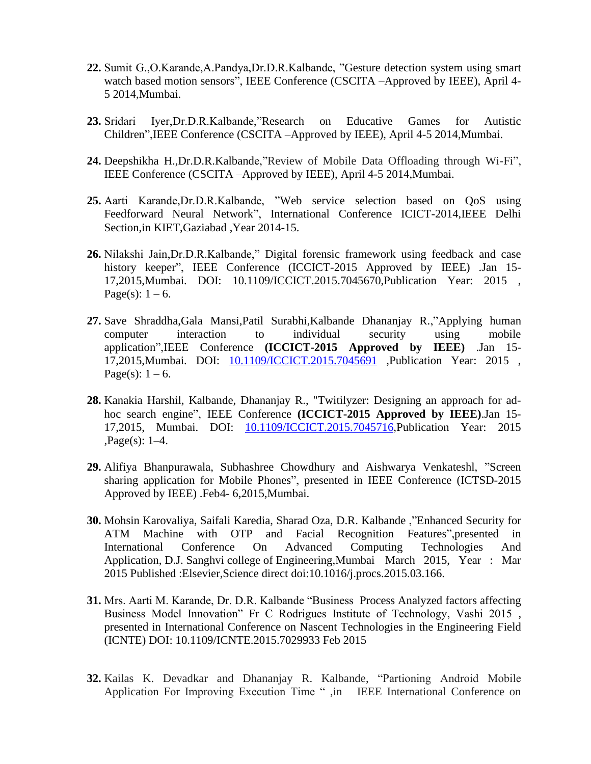22. Sumit G.,O.Karande,A.Pandya,Dr.D.R.Kalbande, "Gesture detection system using smart watch based motion sensors", IEEE Conference (CSCITA –Approved by IEEE), April 4-5 2014,Mumbai.

23. Sridari Iyer,Dr.D.R.Kalbande,"Research on Educative Games for Autistic Children",IEEE Conference (CSCITA –Approved by IEEE), April 4-5 2014,Mumbai.

24. Deepshikha H.,Dr.D.R.Kalbande,"Review of Mobile Data Offloading through Wi-Fi", IEEE Conference (CSCITA –Approved by IEEE), April 4-5 2014,Mumbai.

25. Aarti Karande,Dr.D.R.Kalbande, "Web service selection based on QoS using Feedforward Neural Network", International Conference ICICT-2014,IEEE Delhi Section,in KIET,Gaziabad ,Year 2014-15.

26. Nilakshi Jain,Dr.D.R.Kalbande," Digital forensic framework using feedback and case history keeper", IEEE Conference (ICCICT-2015 Approved by IEEE) .Jan 15-17,2015,Mumbai. DOI: 10.1109/ICCICT.2015.7045670,Publication Year: 2015 , Page(s): 1 – 6.

27. Save Shraddha,Gala Mansi,Patil Surabhi,Kalbande Dhananjay R.,"Applying human computer interaction to individual security using mobile application",IEEE Conference **(ICCICT-2015 Approved by IEEE)** .Jan 15-17,2015,Mumbai. DOI: 10.1109/ICCICT.2015.7045691 ,Publication Year: 2015 , Page(s): 1 – 6.

28. Kanakia Harshil, Kalbande, Dhananjay R., "Twitilyzer: Designing an approach for ad-hoc search engine", IEEE Conference **(ICCICT-2015 Approved by IEEE)**.Jan 15-17,2015, Mumbai. DOI: 10.1109/ICCICT.2015.7045716,Publication Year: 2015 ,Page(s): 1–4.

29. Alifiya Bhanpurawala, Subhashree Chowdhury and Aishwarya Venkateshl, "Screen sharing application for Mobile Phones", presented in IEEE Conference (ICTSD-2015 Approved by IEEE) .Feb4- 6,2015,Mumbai.

30. Mohsin Karovaliya, Saifali Karedia, Sharad Oza, D.R. Kalbande ,"Enhanced Security for ATM Machine with OTP and Facial Recognition Features",presented in International Conference On Advanced Computing Technologies And Application, D.J. Sanghvi college of Engineering,Mumbai March 2015, Year : Mar 2015 Published :Elsevier,Science direct doi:10.1016/j.procs.2015.03.166.

31. Mrs. Aarti M. Karande, Dr. D.R. Kalbande "Business Process Analyzed factors affecting Business Model Innovation" Fr C Rodrigues Institute of Technology, Vashi 2015 , presented in International Conference on Nascent Technologies in the Engineering Field (ICNTE) DOI: 10.1109/ICNTE.2015.7029933 Feb 2015

32. Kailas K. Devadkar and Dhananjay R. Kalbande, "Partioning Android Mobile Application For Improving Execution Time " ,in IEEE International Conference on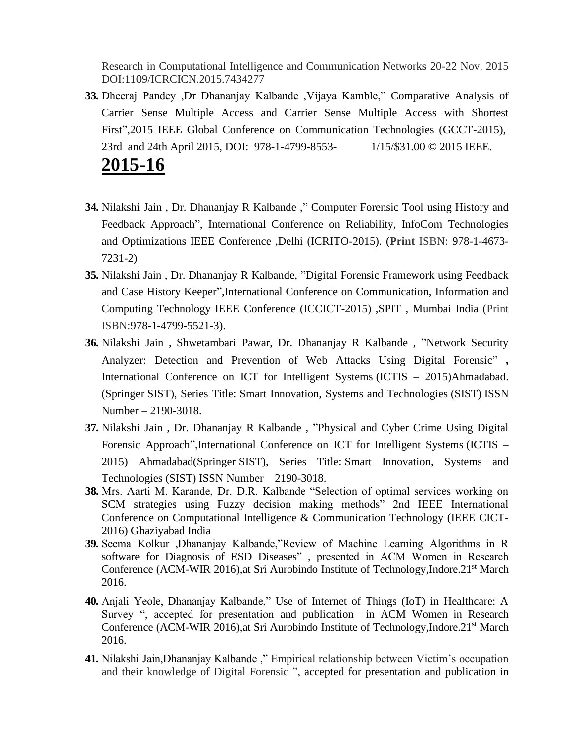Research in Computational Intelligence and Communication Networks 20-22 Nov. 2015 DOI:1109/ICRCICN.2015.7434277

33. Dheeraj Pandey ,Dr Dhananjay Kalbande ,Vijaya Kamble," Comparative Analysis of Carrier Sense Multiple Access and Carrier Sense Multiple Access with Shortest First",2015 IEEE Global Conference on Communication Technologies (GCCT-2015), 23rd and 24th April 2015, DOI: 978-1-4799-8553- 1/15/$31.00 © 2015 IEEE.

## 2015-16

34. Nilakshi Jain , Dr. Dhananjay R Kalbande ," Computer Forensic Tool using History and Feedback Approach", International Conference on Reliability, InfoCom Technologies and Optimizations IEEE Conference ,Delhi (ICRITO-2015). (**Print** ISBN: 978-1-4673-7231-2)
35. Nilakshi Jain , Dr. Dhananjay R Kalbande, "Digital Forensic Framework using Feedback and Case History Keeper",International Conference on Communication, Information and Computing Technology IEEE Conference (ICCICT-2015) ,SPIT , Mumbai India (Print ISBN:978-1-4799-5521-3).
36. Nilakshi Jain , Shwetambari Pawar, Dr. Dhananjay R Kalbande , "Network Security Analyzer: Detection and Prevention of Web Attacks Using Digital Forensic" **,** International Conference on ICT for Intelligent Systems (ICTIS – 2015)Ahmadabad. (Springer SIST), Series Title: Smart Innovation, Systems and Technologies (SIST) ISSN Number – 2190-3018.
37. Nilakshi Jain , Dr. Dhananjay R Kalbande , "Physical and Cyber Crime Using Digital Forensic Approach",International Conference on ICT for Intelligent Systems (ICTIS – 2015) Ahmadabad(Springer SIST), Series Title: Smart Innovation, Systems and Technologies (SIST) ISSN Number – 2190-3018.
38. Mrs. Aarti M. Karande, Dr. D.R. Kalbande "Selection of optimal services working on SCM strategies using Fuzzy decision making methods" 2nd IEEE International Conference on Computational Intelligence & Communication Technology (IEEE CICT-2016) Ghaziyabad India
39. Seema Kolkur ,Dhananjay Kalbande,"Review of Machine Learning Algorithms in R software for Diagnosis of ESD Diseases" , presented in ACM Women in Research Conference (ACM-WIR 2016),at Sri Aurobindo Institute of Technology,Indore.21st March 2016.
40. Anjali Yeole, Dhananjay Kalbande," Use of Internet of Things (IoT) in Healthcare: A Survey ", accepted for presentation and publication in ACM Women in Research Conference (ACM-WIR 2016),at Sri Aurobindo Institute of Technology,Indore.21st March 2016.
41. Nilakshi Jain,Dhananjay Kalbande ," Empirical relationship between Victim's occupation and their knowledge of Digital Forensic ", accepted for presentation and publication in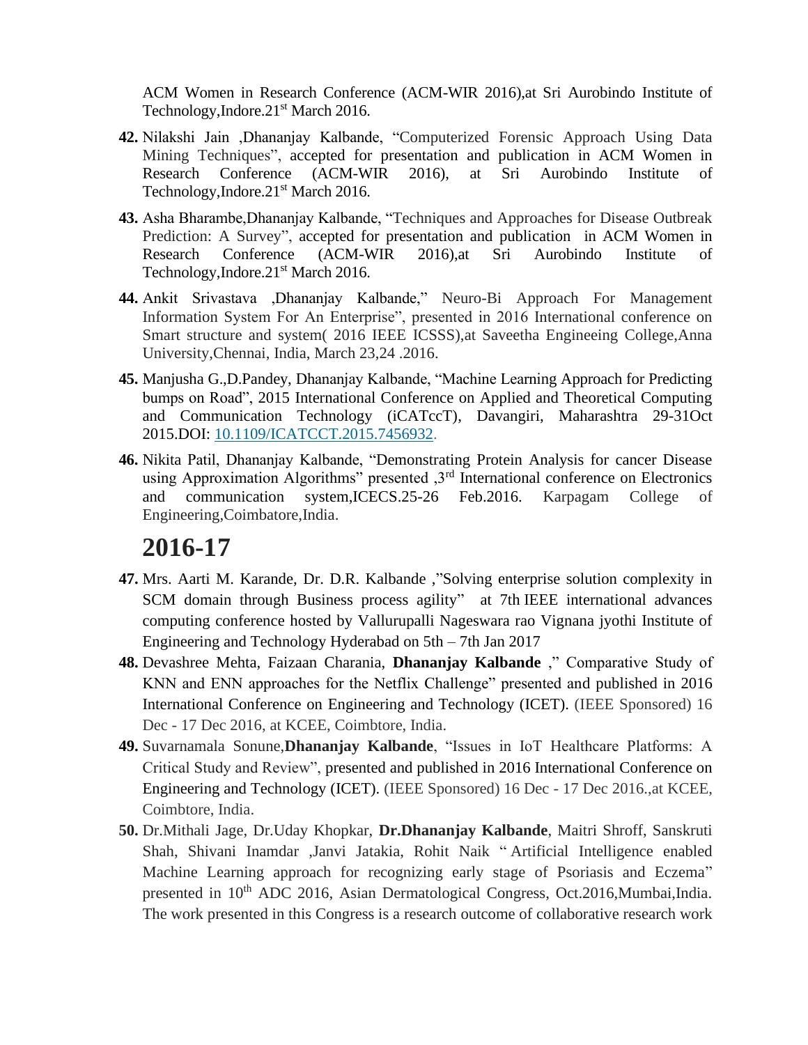ACM Women in Research Conference (ACM-WIR 2016),at Sri Aurobindo Institute of Technology,Indore.21st March 2016.

42. Nilakshi Jain ,Dhananjay Kalbande, "Computerized Forensic Approach Using Data Mining Techniques", accepted for presentation and publication in ACM Women in Research Conference (ACM-WIR 2016), at Sri Aurobindo Institute of Technology,Indore.21st March 2016.

43. Asha Bharambe,Dhananjay Kalbande, "Techniques and Approaches for Disease Outbreak Prediction: A Survey", accepted for presentation and publication in ACM Women in Research Conference (ACM-WIR 2016),at Sri Aurobindo Institute of Technology,Indore.21st March 2016.

44. Ankit Srivastava ,Dhananjay Kalbande," Neuro-Bi Approach For Management Information System For An Enterprise", presented in 2016 International conference on Smart structure and system( 2016 IEEE ICSSS),at Saveetha Engineeing College,Anna University,Chennai, India, March 23,24 .2016.

45. Manjusha G.,D.Pandey, Dhananjay Kalbande, "Machine Learning Approach for Predicting bumps on Road", 2015 International Conference on Applied and Theoretical Computing and Communication Technology (iCATccT), Davangiri, Maharashtra 29-31Oct 2015.DOI: 10.1109/ICATCCT.2015.7456932.

46. Nikita Patil, Dhananjay Kalbande, "Demonstrating Protein Analysis for cancer Disease using Approximation Algorithms" presented ,3rd International conference on Electronics and communication system,ICECS.25-26 Feb.2016. Karpagam College of Engineering,Coimbatore,India.

## 2016-17

47. Mrs. Aarti M. Karande, Dr. D.R. Kalbande ,"Solving enterprise solution complexity in SCM domain through Business process agility" at 7th IEEE international advances computing conference hosted by Vallurupalli Nageswara rao Vignana jyothi Institute of Engineering and Technology Hyderabad on 5th – 7th Jan 2017

48. Devashree Mehta, Faizaan Charania, **Dhananjay Kalbande** ," Comparative Study of KNN and ENN approaches for the Netflix Challenge" presented and published in 2016 International Conference on Engineering and Technology (ICET). (IEEE Sponsored) 16 Dec - 17 Dec 2016, at KCEE, Coimbtore, India.

49. Suvarnamala Sonune,**Dhananjay Kalbande**, "Issues in IoT Healthcare Platforms: A Critical Study and Review", presented and published in 2016 International Conference on Engineering and Technology (ICET). (IEEE Sponsored) 16 Dec - 17 Dec 2016.,at KCEE, Coimbtore, India.

50. Dr.Mithali Jage, Dr.Uday Khopkar, **Dr.Dhananjay Kalbande**, Maitri Shroff, Sanskruti Shah, Shivani Inamdar ,Janvi Jatakia, Rohit Naik " Artificial Intelligence enabled Machine Learning approach for recognizing early stage of Psoriasis and Eczema" presented in 10th ADC 2016, Asian Dermatological Congress, Oct.2016,Mumbai,India. The work presented in this Congress is a research outcome of collaborative research work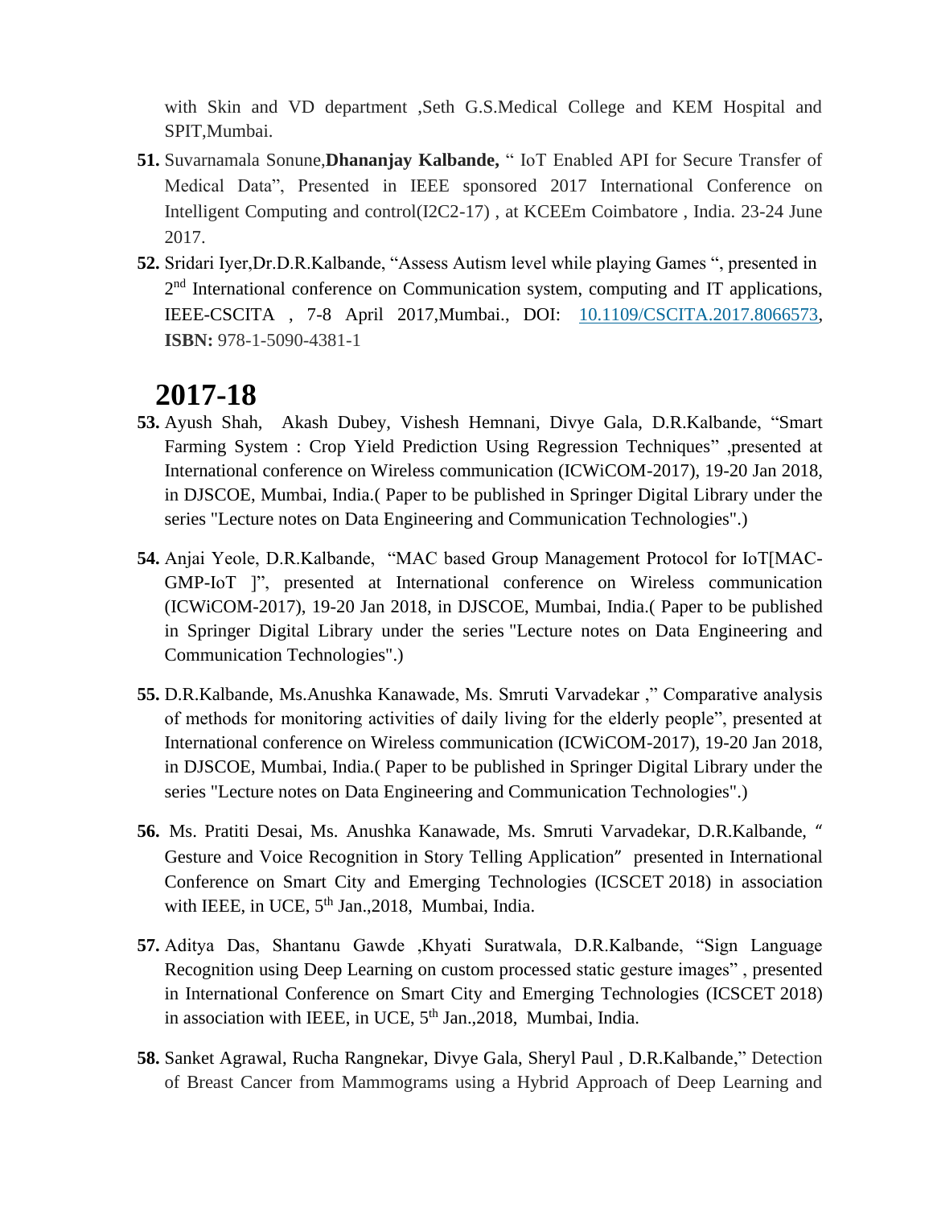with Skin and VD department ,Seth G.S.Medical College and KEM Hospital and SPIT,Mumbai.

51. Suvarnamala Sonune,**Dhananjay Kalbande,** " IoT Enabled API for Secure Transfer of Medical Data", Presented in IEEE sponsored 2017 International Conference on Intelligent Computing and control(I2C2-17) , at KCEEm Coimbatore , India. 23-24 June 2017.
52. Sridari Iyer,Dr.D.R.Kalbande, "Assess Autism level while playing Games ", presented in 2nd International conference on Communication system, computing and IT applications, IEEE-CSCITA , 7-8 April 2017,Mumbai., DOI: 10.1109/CSCITA.2017.8066573, **ISBN:** 978-1-5090-4381-1

# 2017-18

53. Ayush Shah, Akash Dubey, Vishesh Hemnani, Divye Gala, D.R.Kalbande, "Smart Farming System : Crop Yield Prediction Using Regression Techniques" ,presented at International conference on Wireless communication (ICWiCOM-2017), 19-20 Jan 2018, in DJSCOE, Mumbai, India.( Paper to be published in Springer Digital Library under the series "Lecture notes on Data Engineering and Communication Technologies".)

54. Anjai Yeole, D.R.Kalbande, "MAC based Group Management Protocol for IoT[MAC-GMP-IoT ]", presented at International conference on Wireless communication (ICWiCOM-2017), 19-20 Jan 2018, in DJSCOE, Mumbai, India.( Paper to be published in Springer Digital Library under the series "Lecture notes on Data Engineering and Communication Technologies".)

55. D.R.Kalbande, Ms.Anushka Kanawade, Ms. Smruti Varvadekar ," Comparative analysis of methods for monitoring activities of daily living for the elderly people", presented at International conference on Wireless communication (ICWiCOM-2017), 19-20 Jan 2018, in DJSCOE, Mumbai, India.( Paper to be published in Springer Digital Library under the series "Lecture notes on Data Engineering and Communication Technologies".)

56. Ms. Pratiti Desai, Ms. Anushka Kanawade, Ms. Smruti Varvadekar, D.R.Kalbande, " Gesture and Voice Recognition in Story Telling Application" presented in International Conference on Smart City and Emerging Technologies (ICSCET 2018) in association with IEEE, in UCE, 5th Jan.,2018, Mumbai, India.

57. Aditya Das, Shantanu Gawde ,Khyati Suratwala, D.R.Kalbande, "Sign Language Recognition using Deep Learning on custom processed static gesture images" , presented in International Conference on Smart City and Emerging Technologies (ICSCET 2018) in association with IEEE, in UCE, 5th Jan.,2018, Mumbai, India.

58. Sanket Agrawal, Rucha Rangnekar, Divye Gala, Sheryl Paul , D.R.Kalbande," Detection of Breast Cancer from Mammograms using a Hybrid Approach of Deep Learning and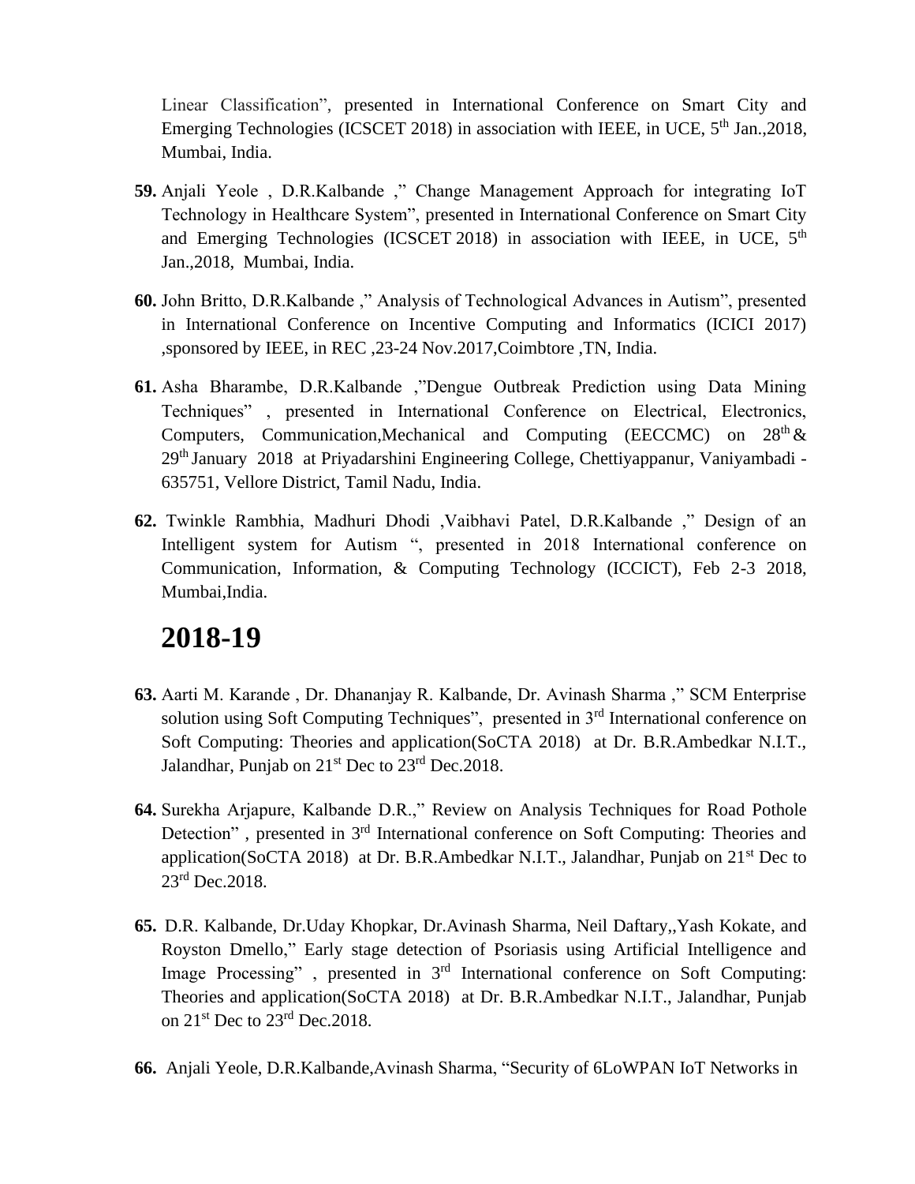Linear Classification", presented in International Conference on Smart City and Emerging Technologies (ICSCET 2018) in association with IEEE, in UCE, 5th Jan.,2018, Mumbai, India.

59. Anjali Yeole , D.R.Kalbande ," Change Management Approach for integrating IoT Technology in Healthcare System", presented in International Conference on Smart City and Emerging Technologies (ICSCET 2018) in association with IEEE, in UCE, 5th Jan.,2018, Mumbai, India.

60. John Britto, D.R.Kalbande ," Analysis of Technological Advances in Autism", presented in International Conference on Incentive Computing and Informatics (ICICI 2017) ,sponsored by IEEE, in REC ,23-24 Nov.2017,Coimbtore ,TN, India.

61. Asha Bharambe, D.R.Kalbande ,"Dengue Outbreak Prediction using Data Mining Techniques" , presented in International Conference on Electrical, Electronics, Computers, Communication,Mechanical and Computing (EECCMC) on 28th & 29th January 2018 at Priyadarshini Engineering College, Chettiyappanur, Vaniyambadi - 635751, Vellore District, Tamil Nadu, India.

62. Twinkle Rambhia, Madhuri Dhodi ,Vaibhavi Patel, D.R.Kalbande ," Design of an Intelligent system for Autism ", presented in 2018 International conference on Communication, Information, & Computing Technology (ICCICT), Feb 2-3 2018, Mumbai,India.

# 2018-19

63. Aarti M. Karande , Dr. Dhananjay R. Kalbande, Dr. Avinash Sharma ," SCM Enterprise solution using Soft Computing Techniques", presented in 3rd International conference on Soft Computing: Theories and application(SoCTA 2018) at Dr. B.R.Ambedkar N.I.T., Jalandhar, Punjab on 21st Dec to 23rd Dec.2018.

64. Surekha Arjapure, Kalbande D.R.," Review on Analysis Techniques for Road Pothole Detection" , presented in 3rd International conference on Soft Computing: Theories and application(SoCTA 2018) at Dr. B.R.Ambedkar N.I.T., Jalandhar, Punjab on 21st Dec to 23rd Dec.2018.

65. D.R. Kalbande, Dr.Uday Khopkar, Dr.Avinash Sharma, Neil Daftary,,Yash Kokate, and Royston Dmello," Early stage detection of Psoriasis using Artificial Intelligence and Image Processing" , presented in 3rd International conference on Soft Computing: Theories and application(SoCTA 2018) at Dr. B.R.Ambedkar N.I.T., Jalandhar, Punjab on 21st Dec to 23rd Dec.2018.

66. Anjali Yeole, D.R.Kalbande,Avinash Sharma, "Security of 6LoWPAN IoT Networks in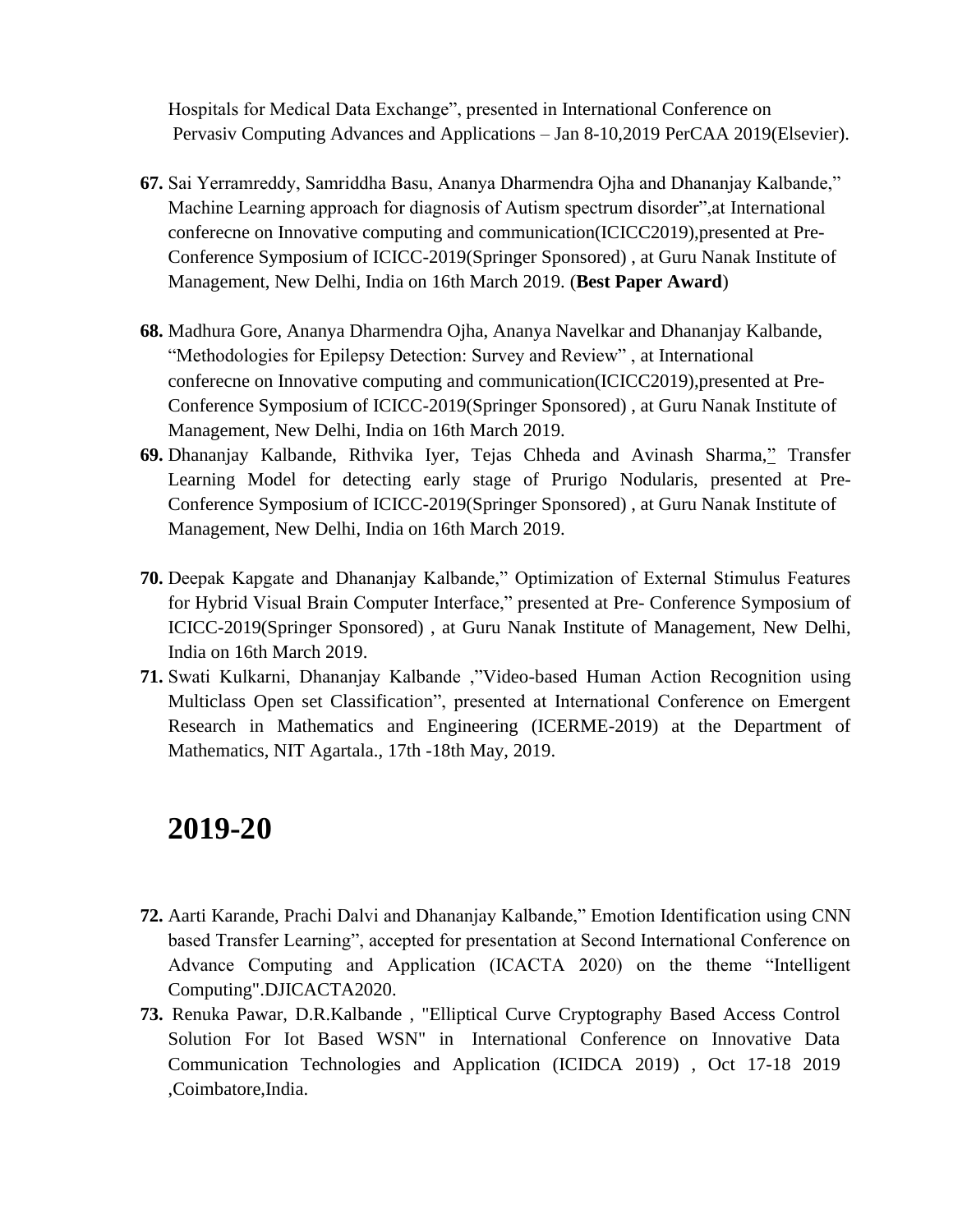Hospitals for Medical Data Exchange", presented in International Conference on Pervasiv Computing Advances and Applications – Jan 8-10,2019 PerCAA 2019(Elsevier).

67. Sai Yerramreddy, Samriddha Basu, Ananya Dharmendra Ojha and Dhananjay Kalbande," Machine Learning approach for diagnosis of Autism spectrum disorder",at International conferecne on Innovative computing and communication(ICICC2019),presented at Pre-Conference Symposium of ICICC-2019(Springer Sponsored) , at Guru Nanak Institute of Management, New Delhi, India on 16th March 2019. (**Best Paper Award**)

68. Madhura Gore, Ananya Dharmendra Ojha, Ananya Navelkar and Dhananjay Kalbande, "Methodologies for Epilepsy Detection: Survey and Review" , at International conferecne on Innovative computing and communication(ICICC2019),presented at Pre-Conference Symposium of ICICC-2019(Springer Sponsored) , at Guru Nanak Institute of Management, New Delhi, India on 16th March 2019.

69. Dhananjay Kalbande, Rithvika Iyer, Tejas Chheda and Avinash Sharma," Transfer Learning Model for detecting early stage of Prurigo Nodularis, presented at Pre-Conference Symposium of ICICC-2019(Springer Sponsored) , at Guru Nanak Institute of Management, New Delhi, India on 16th March 2019.

70. Deepak Kapgate and Dhananjay Kalbande," Optimization of External Stimulus Features for Hybrid Visual Brain Computer Interface," presented at Pre- Conference Symposium of ICICC-2019(Springer Sponsored) , at Guru Nanak Institute of Management, New Delhi, India on 16th March 2019.

71. Swati Kulkarni, Dhananjay Kalbande ,"Video-based Human Action Recognition using Multiclass Open set Classification", presented at International Conference on Emergent Research in Mathematics and Engineering (ICERME-2019) at the Department of Mathematics, NIT Agartala., 17th -18th May, 2019.

# 2019-20

72. Aarti Karande, Prachi Dalvi and Dhananjay Kalbande," Emotion Identification using CNN based Transfer Learning", accepted for presentation at Second International Conference on Advance Computing and Application (ICACTA 2020) on the theme "Intelligent Computing".DJICACTA2020.

73. Renuka Pawar, D.R.Kalbande , "Elliptical Curve Cryptography Based Access Control Solution For Iot Based WSN" in International Conference on Innovative Data Communication Technologies and Application (ICIDCA 2019) , Oct 17-18 2019 ,Coimbatore,India.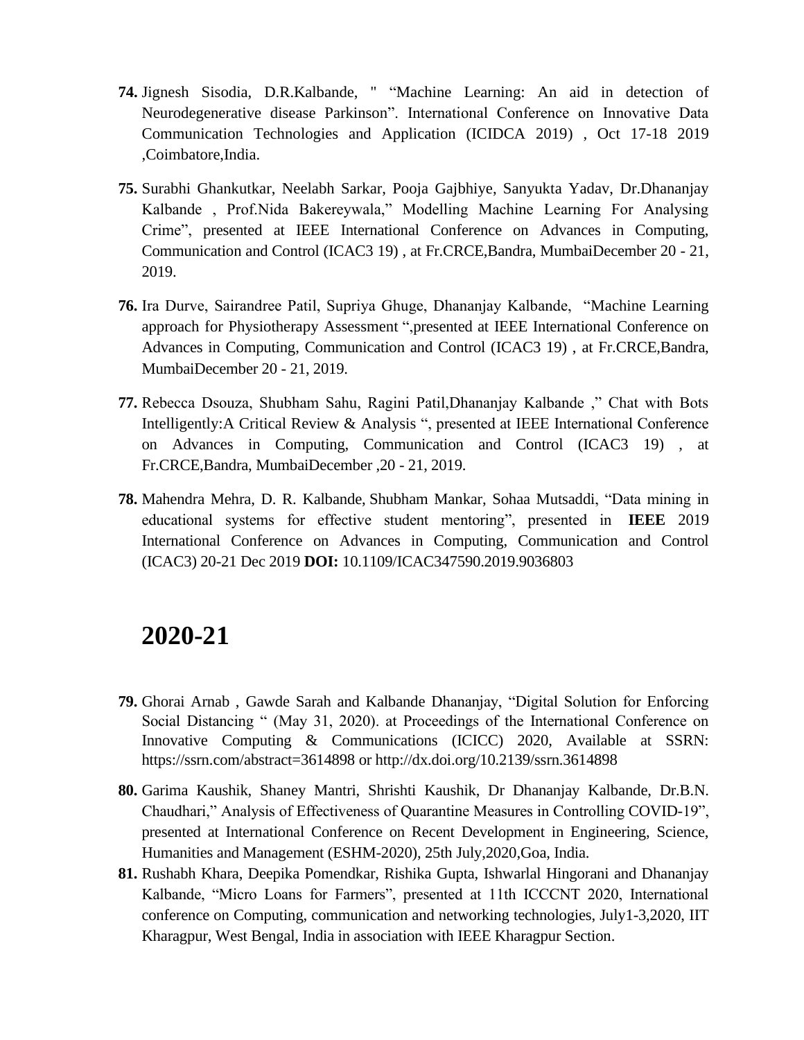74. Jignesh Sisodia, D.R.Kalbande, " “Machine Learning: An aid in detection of Neurodegenerative disease Parkinson”. International Conference on Innovative Data Communication Technologies and Application (ICIDCA 2019) , Oct 17-18 2019 ,Coimbatore,India.

75. Surabhi Ghankutkar, Neelabh Sarkar, Pooja Gajbhiye, Sanyukta Yadav, Dr.Dhananjay Kalbande , Prof.Nida Bakereywala,” Modelling Machine Learning For Analysing Crime”, presented at IEEE International Conference on Advances in Computing, Communication and Control (ICAC3 19) , at Fr.CRCE,Bandra, MumbaiDecember 20 - 21, 2019.

76. Ira Durve, Sairandree Patil, Supriya Ghuge, Dhananjay Kalbande, “Machine Learning approach for Physiotherapy Assessment “,presented at IEEE International Conference on Advances in Computing, Communication and Control (ICAC3 19) , at Fr.CRCE,Bandra, MumbaiDecember 20 - 21, 2019.

77. Rebecca Dsouza, Shubham Sahu, Ragini Patil,Dhananjay Kalbande ,” Chat with Bots Intelligently:A Critical Review & Analysis “, presented at IEEE International Conference on Advances in Computing, Communication and Control (ICAC3 19) , at Fr.CRCE,Bandra, MumbaiDecember ,20 - 21, 2019.

78. Mahendra Mehra, D. R. Kalbande, Shubham Mankar, Sohaa Mutsaddi, “Data mining in educational systems for effective student mentoring”, presented in **IEEE** 2019 International Conference on Advances in Computing, Communication and Control (ICAC3) 20-21 Dec 2019 **DOI:** 10.1109/ICAC347590.2019.9036803

# 2020-21

79. Ghorai Arnab , Gawde Sarah and Kalbande Dhananjay, “Digital Solution for Enforcing Social Distancing “ (May 31, 2020). at Proceedings of the International Conference on Innovative Computing & Communications (ICICC) 2020, Available at SSRN: https://ssrn.com/abstract=3614898 or http://dx.doi.org/10.2139/ssrn.3614898

80. Garima Kaushik, Shaney Mantri, Shrishti Kaushik, Dr Dhananjay Kalbande, Dr.B.N. Chaudhari,” Analysis of Effectiveness of Quarantine Measures in Controlling COVID-19”, presented at International Conference on Recent Development in Engineering, Science, Humanities and Management (ESHM-2020), 25th July,2020,Goa, India.

81. Rushabh Khara, Deepika Pomendkar, Rishika Gupta, Ishwarlal Hingorani and Dhananjay Kalbande, “Micro Loans for Farmers”, presented at 11th ICCCNT 2020, International conference on Computing, communication and networking technologies, July1-3,2020, IIT Kharagpur, West Bengal, India in association with IEEE Kharagpur Section.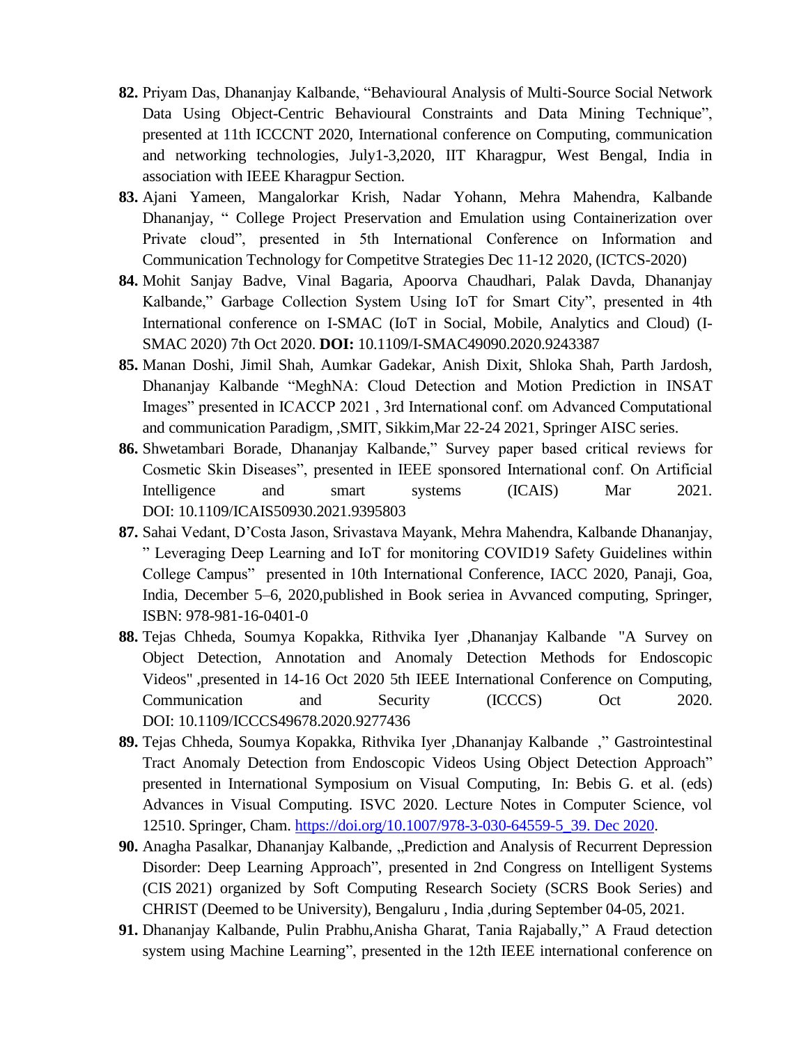**82.** Priyam Das, Dhananjay Kalbande, "Behavioural Analysis of Multi-Source Social Network Data Using Object-Centric Behavioural Constraints and Data Mining Technique", presented at 11th ICCCNT 2020, International conference on Computing, communication and networking technologies, July1-3,2020, IIT Kharagpur, West Bengal, India in association with IEEE Kharagpur Section.

**83.** Ajani Yameen, Mangalorkar Krish, Nadar Yohann, Mehra Mahendra, Kalbande Dhananjay, " College Project Preservation and Emulation using Containerization over Private cloud", presented in 5th International Conference on Information and Communication Technology for Competitve Strategies Dec 11-12 2020, (ICTCS-2020)

**84.** Mohit Sanjay Badve, Vinal Bagaria, Apoorva Chaudhari, Palak Davda, Dhananjay Kalbande," Garbage Collection System Using IoT for Smart City", presented in 4th International conference on I-SMAC (IoT in Social, Mobile, Analytics and Cloud) (I-SMAC 2020) 7th Oct 2020. **DOI:** 10.1109/I-SMAC49090.2020.9243387

**85.** Manan Doshi, Jimil Shah, Aumkar Gadekar, Anish Dixit, Shloka Shah, Parth Jardosh, Dhananjay Kalbande "MeghNA: Cloud Detection and Motion Prediction in INSAT Images" presented in ICACCP 2021 , 3rd International conf. om Advanced Computational and communication Paradigm, ,SMIT, Sikkim,Mar 22-24 2021, Springer AISC series.

**86.** Shwetambari Borade, Dhananjay Kalbande," Survey paper based critical reviews for Cosmetic Skin Diseases", presented in IEEE sponsored International conf. On Artificial Intelligence and smart systems (ICAIS) Mar 2021. DOI: 10.1109/ICAIS50930.2021.9395803

**87.** Sahai Vedant, D'Costa Jason, Srivastava Mayank, Mehra Mahendra, Kalbande Dhananjay, " Leveraging Deep Learning and IoT for monitoring COVID19 Safety Guidelines within College Campus" presented in 10th International Conference, IACC 2020, Panaji, Goa, India, December 5–6, 2020,published in Book seriea in Avvanced computing, Springer, ISBN: 978-981-16-0401-0

**88.** Tejas Chheda, Soumya Kopakka, Rithvika Iyer ,Dhananjay Kalbande "A Survey on Object Detection, Annotation and Anomaly Detection Methods for Endoscopic Videos" ,presented in 14-16 Oct 2020 5th IEEE International Conference on Computing, Communication and Security (ICCCS) Oct 2020. DOI: 10.1109/ICCCS49678.2020.9277436

**89.** Tejas Chheda, Soumya Kopakka, Rithvika Iyer ,Dhananjay Kalbande ," Gastrointestinal Tract Anomaly Detection from Endoscopic Videos Using Object Detection Approach" presented in International Symposium on Visual Computing, In: Bebis G. et al. (eds) Advances in Visual Computing. ISVC 2020. Lecture Notes in Computer Science, vol 12510. Springer, Cham. https://doi.org/10.1007/978-3-030-64559-5_39. Dec 2020.

**90.** Anagha Pasalkar, Dhananjay Kalbande, „Prediction and Analysis of Recurrent Depression Disorder: Deep Learning Approach", presented in 2nd Congress on Intelligent Systems (CIS 2021) organized by Soft Computing Research Society (SCRS Book Series) and CHRIST (Deemed to be University), Bengaluru , India ,during September 04-05, 2021.

**91.** Dhananjay Kalbande, Pulin Prabhu,Anisha Gharat, Tania Rajabally," A Fraud detection system using Machine Learning", presented in the 12th IEEE international conference on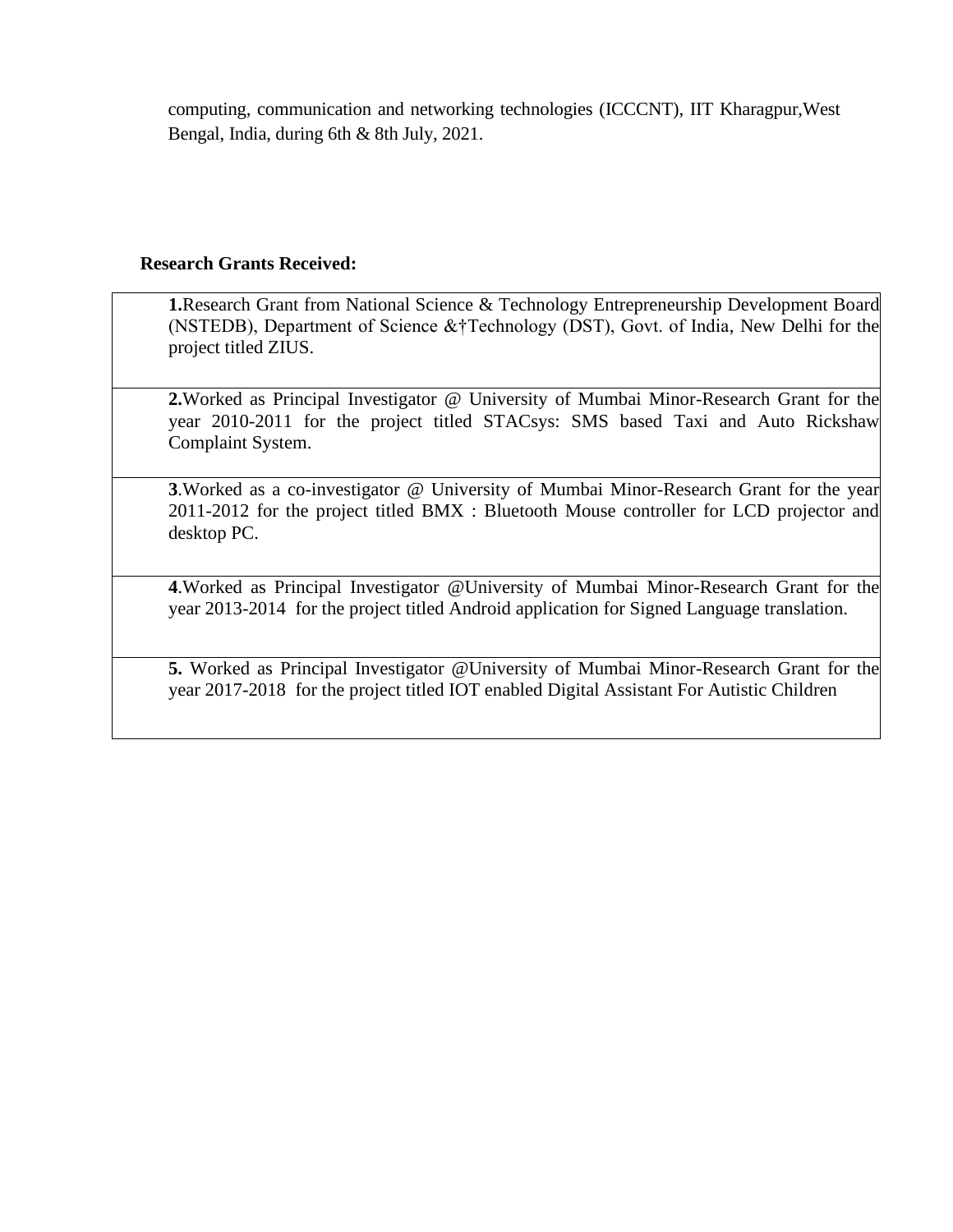computing, communication and networking technologies (ICCCNT), IIT Kharagpur,West Bengal, India, during 6th & 8th July, 2021.

**Research Grants Received:**

| |
|---|
| **1.**Research Grant from National Science & Technology Entrepreneurship Development Board (NSTEDB), Department of Science &†Technology (DST), Govt. of India, New Delhi for the project titled ZIUS. |
| **2.**Worked as Principal Investigator @ University of Mumbai Minor-Research Grant for the year 2010-2011 for the project titled STACsys: SMS based Taxi and Auto Rickshaw Complaint System. |
| **3**.Worked as a co-investigator @ University of Mumbai Minor-Research Grant for the year 2011-2012 for the project titled BMX : Bluetooth Mouse controller for LCD projector and desktop PC. |
| **4**.Worked as Principal Investigator @University of Mumbai Minor-Research Grant for the year 2013-2014 for the project titled Android application for Signed Language translation. |
| **5.** Worked as Principal Investigator @University of Mumbai Minor-Research Grant for the year 2017-2018 for the project titled IOT enabled Digital Assistant For Autistic Children |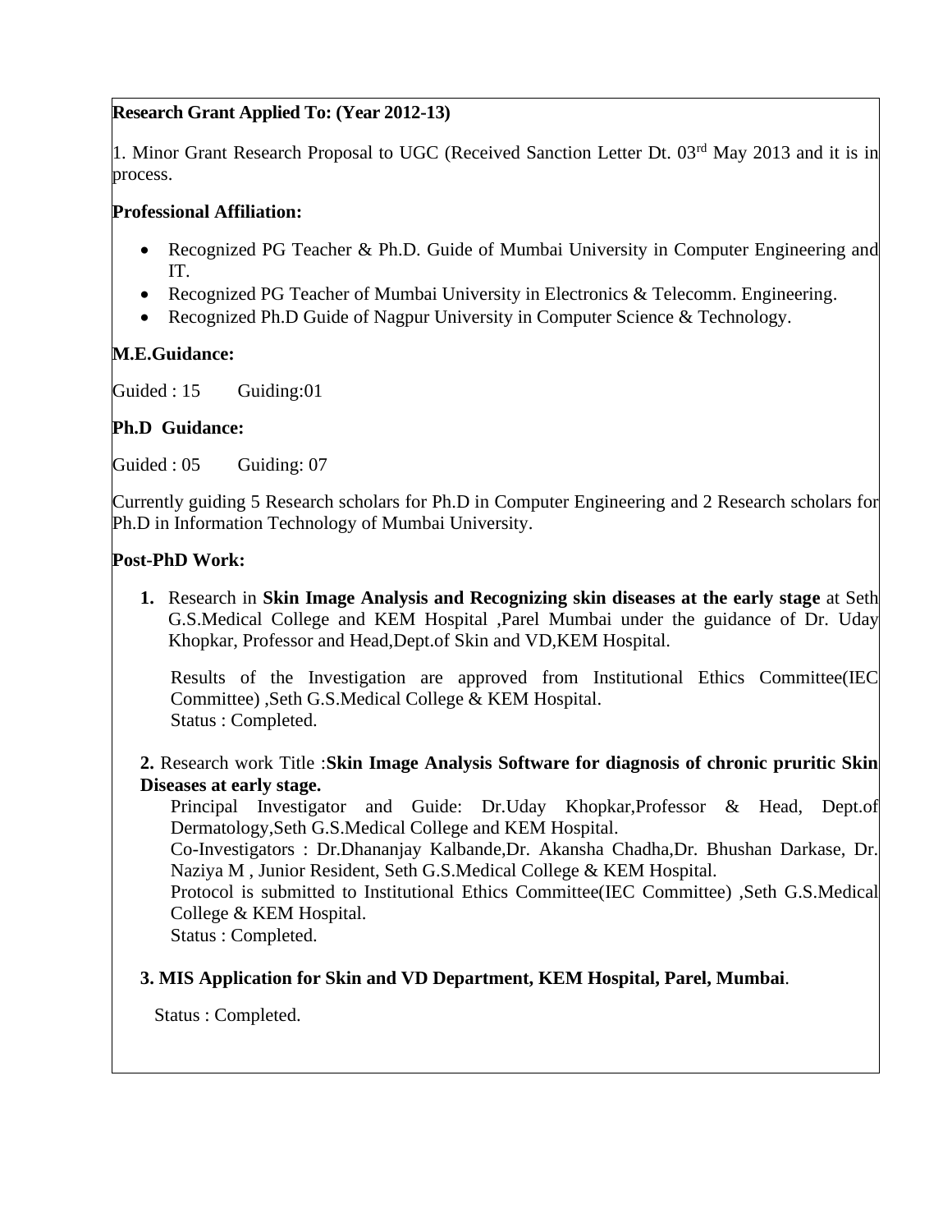**Research Grant Applied To: (Year 2012-13)**

1. Minor Grant Research Proposal to UGC (Received Sanction Letter Dt. 03rd May 2013 and it is in process.

**Professional Affiliation:**

- Recognized PG Teacher & Ph.D. Guide of Mumbai University in Computer Engineering and IT.
- Recognized PG Teacher of Mumbai University in Electronics & Telecomm. Engineering.
- Recognized Ph.D Guide of Nagpur University in Computer Science & Technology.

**M.E.Guidance:**

Guided : 15 Guiding:01

**Ph.D Guidance:**

Guided : 05 Guiding: 07

Currently guiding 5 Research scholars for Ph.D in Computer Engineering and 2 Research scholars for Ph.D in Information Technology of Mumbai University.

**Post-PhD Work:**

1. Research in **Skin Image Analysis and Recognizing skin diseases at the early stage** at Seth G.S.Medical College and KEM Hospital ,Parel Mumbai under the guidance of Dr. Uday Khopkar, Professor and Head,Dept.of Skin and VD,KEM Hospital.

   Results of the Investigation are approved from Institutional Ethics Committee(IEC Committee) ,Seth G.S.Medical College & KEM Hospital.
   Status : Completed.

2. Research work Title :**Skin Image Analysis Software for diagnosis of chronic pruritic Skin Diseases at early stage.**

   Principal Investigator and Guide: Dr.Uday Khopkar,Professor & Head, Dept.of Dermatology,Seth G.S.Medical College and KEM Hospital.
   Co-Investigators : Dr.Dhananjay Kalbande,Dr. Akansha Chadha,Dr. Bhushan Darkase, Dr. Naziya M , Junior Resident, Seth G.S.Medical College & KEM Hospital.
   Protocol is submitted to Institutional Ethics Committee(IEC Committee) ,Seth G.S.Medical College & KEM Hospital.
   Status : Completed.

3. **MIS Application for Skin and VD Department, KEM Hospital, Parel, Mumbai**.

   Status : Completed.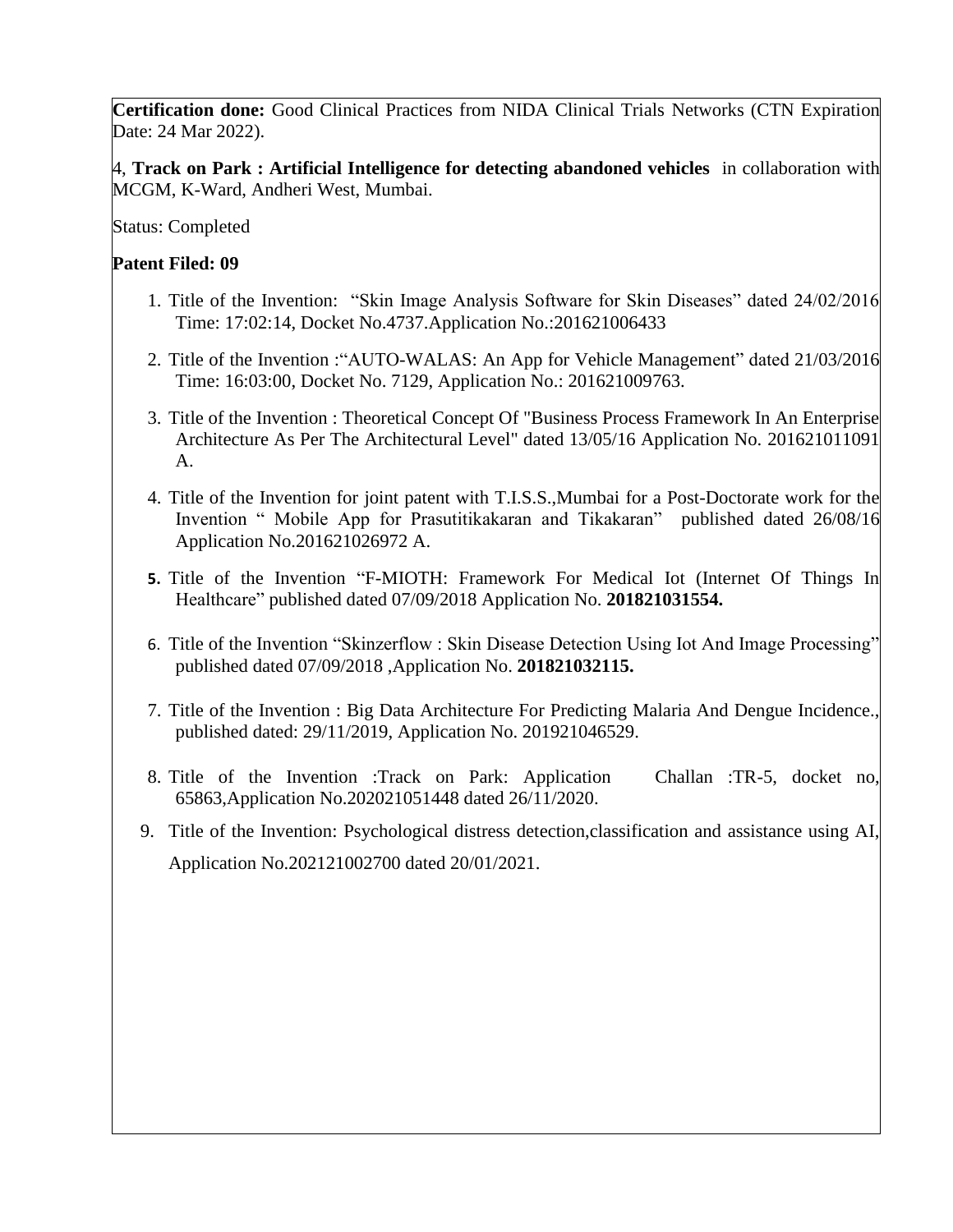**Certification done:** Good Clinical Practices from NIDA Clinical Trials Networks (CTN Expiration Date: 24 Mar 2022).

4, **Track on Park : Artificial Intelligence for detecting abandoned vehicles** in collaboration with MCGM, K-Ward, Andheri West, Mumbai.

Status: Completed

**Patent Filed: 09**

1. Title of the Invention: "Skin Image Analysis Software for Skin Diseases" dated 24/02/2016 Time: 17:02:14, Docket No.4737.Application No.:201621006433
2. Title of the Invention :"AUTO-WALAS: An App for Vehicle Management" dated 21/03/2016 Time: 16:03:00, Docket No. 7129, Application No.: 201621009763.
3. Title of the Invention : Theoretical Concept Of "Business Process Framework In An Enterprise Architecture As Per The Architectural Level" dated 13/05/16 Application No. 201621011091 A.
4. Title of the Invention for joint patent with T.I.S.S.,Mumbai for a Post-Doctorate work for the Invention " Mobile App for Prasutitikakaran and Tikakaran" published dated 26/08/16 Application No.201621026972 A.
5. Title of the Invention "F-MIOTH: Framework For Medical Iot (Internet Of Things In Healthcare" published dated 07/09/2018 Application No. **201821031554.**
6. Title of the Invention "Skinzerflow : Skin Disease Detection Using Iot And Image Processing" published dated 07/09/2018 ,Application No. **201821032115.**
7. Title of the Invention : Big Data Architecture For Predicting Malaria And Dengue Incidence., published dated: 29/11/2019, Application No. 201921046529.
8. Title of the Invention :Track on Park: Application Challan :TR-5, docket no, 65863,Application No.202021051448 dated 26/11/2020.
9. Title of the Invention: Psychological distress detection,classification and assistance using AI, Application No.202121002700 dated 20/01/2021.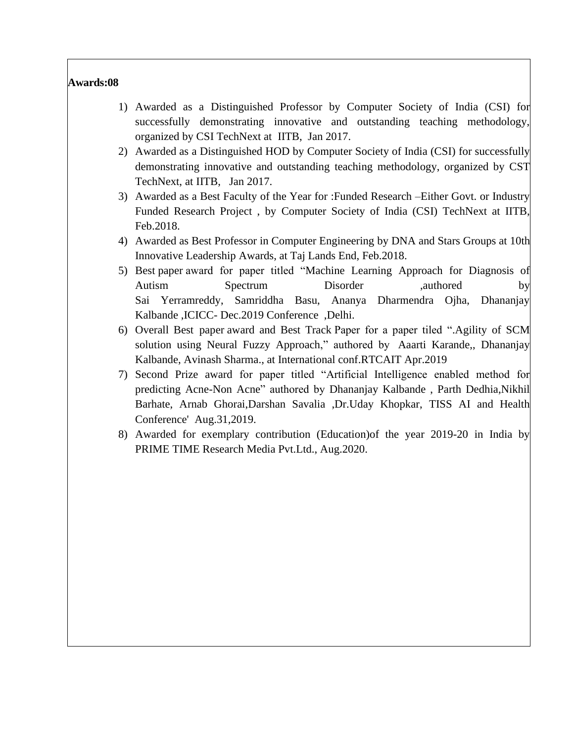**Awards:08**

1) Awarded as a Distinguished Professor by Computer Society of India (CSI) for successfully demonstrating innovative and outstanding teaching methodology, organized by CSI TechNext at IITB, Jan 2017.
2) Awarded as a Distinguished HOD by Computer Society of India (CSI) for successfully demonstrating innovative and outstanding teaching methodology, organized by CST TechNext, at IITB, Jan 2017.
3) Awarded as a Best Faculty of the Year for :Funded Research –Either Govt. or Industry Funded Research Project , by Computer Society of India (CSI) TechNext at IITB, Feb.2018.
4) Awarded as Best Professor in Computer Engineering by DNA and Stars Groups at 10th Innovative Leadership Awards, at Taj Lands End, Feb.2018.
5) Best paper award for paper titled "Machine Learning Approach for Diagnosis of Autism Spectrum Disorder ,authored by Sai Yerramreddy, Samriddha Basu, Ananya Dharmendra Ojha, Dhananjay Kalbande ,ICICC- Dec.2019 Conference ,Delhi.
6) Overall Best paper award and Best Track Paper for a paper tiled ".Agility of SCM solution using Neural Fuzzy Approach," authored by Aaarti Karande,, Dhananjay Kalbande, Avinash Sharma., at International conf.RTCAIT Apr.2019
7) Second Prize award for paper titled "Artificial Intelligence enabled method for predicting Acne-Non Acne" authored by Dhananjay Kalbande , Parth Dedhia,Nikhil Barhate, Arnab Ghorai,Darshan Savalia ,Dr.Uday Khopkar, TISS AI and Health Conference' Aug.31,2019.
8) Awarded for exemplary contribution (Education)of the year 2019-20 in India by PRIME TIME Research Media Pvt.Ltd., Aug.2020.